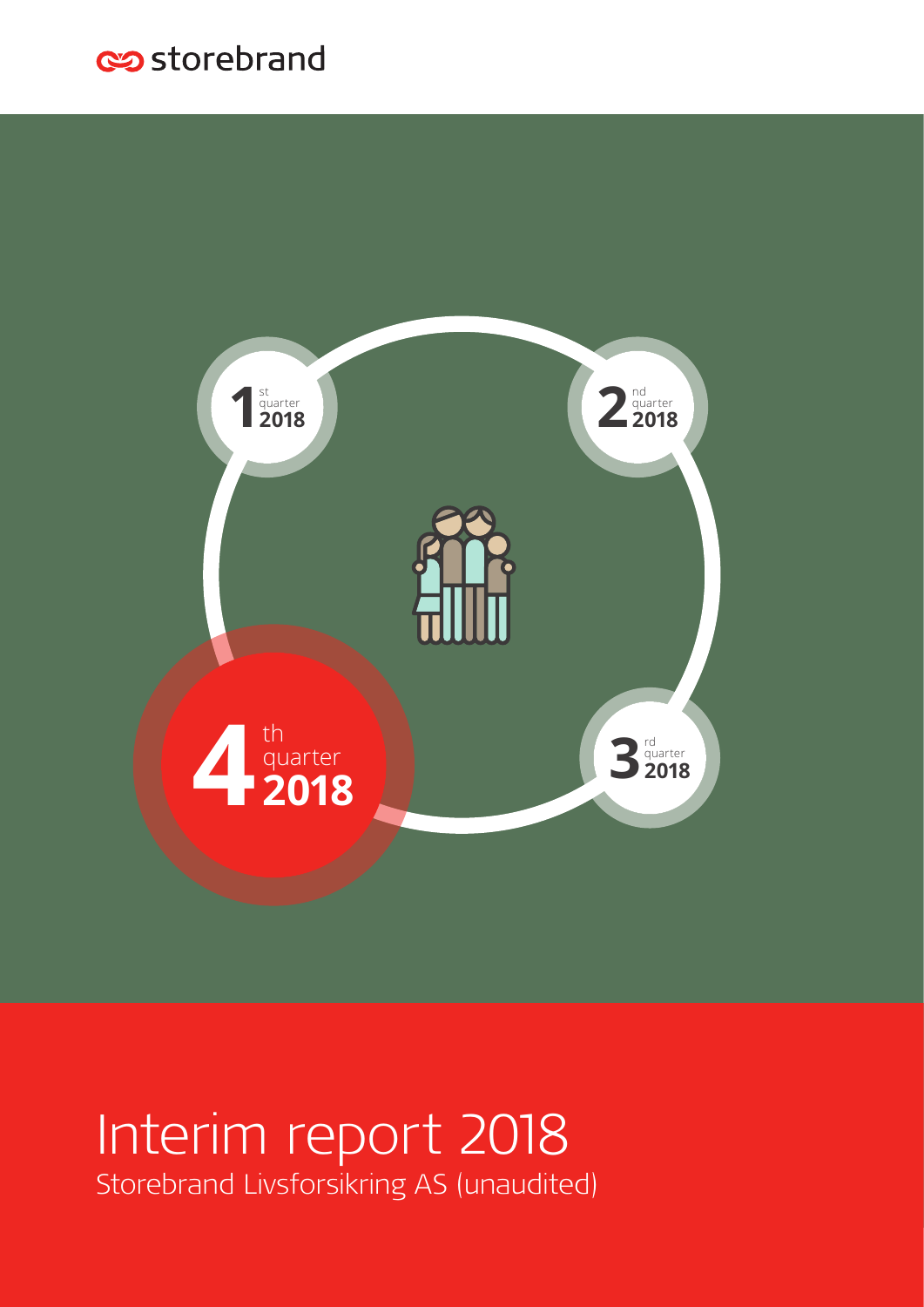storebrand

1st quarter 2018

2nd quarter 2018

3rd quarter 2018

4th quarter 2018

# Interim report 2018

Storebrand Livsforsikring AS (unaudited)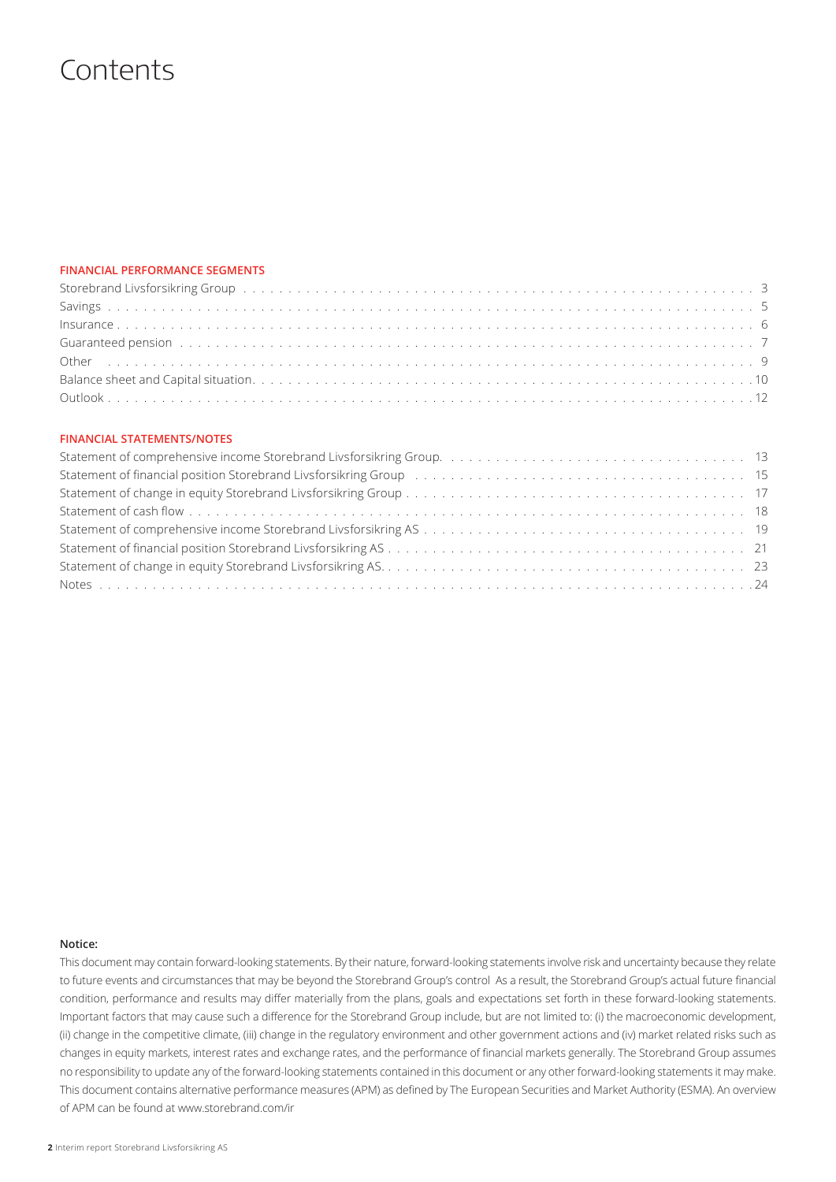# Contents

**FINANCIAL PERFORMANCE SEGMENTS**

| | |
|---|---|
| Storebrand Livsforsikring Group | 3 |
| Savings | 5 |
| Insurance | 6 |
| Guaranteed pension | 7 |
| Other | 9 |
| Balance sheet and Capital situation | 10 |
| Outlook | 12 |

**FINANCIAL STATEMENTS/NOTES**

| | |
|---|---|
| Statement of comprehensive income Storebrand Livsforsikring Group | 13 |
| Statement of financial position Storebrand Livsforsikring Group | 15 |
| Statement of change in equity Storebrand Livsforsikring Group | 17 |
| Statement of cash flow | 18 |
| Statement of comprehensive income Storebrand Livsforsikring AS | 19 |
| Statement of financial position Storebrand Livsforsikring AS | 21 |
| Statement of change in equity Storebrand Livsforsikring AS | 23 |
| Notes | 24 |

**Notice:**

This document may contain forward-looking statements. By their nature, forward-looking statements involve risk and uncertainty because they relate to future events and circumstances that may be beyond the Storebrand Group's control As a result, the Storebrand Group's actual future financial condition, performance and results may differ materially from the plans, goals and expectations set forth in these forward-looking statements. Important factors that may cause such a difference for the Storebrand Group include, but are not limited to: (i) the macroeconomic development, (ii) change in the competitive climate, (iii) change in the regulatory environment and other government actions and (iv) market related risks such as changes in equity markets, interest rates and exchange rates, and the performance of financial markets generally. The Storebrand Group assumes no responsibility to update any of the forward-looking statements contained in this document or any other forward-looking statements it may make. This document contains alternative performance measures (APM) as defined by The European Securities and Market Authority (ESMA). An overview of APM can be found at www.storebrand.com/ir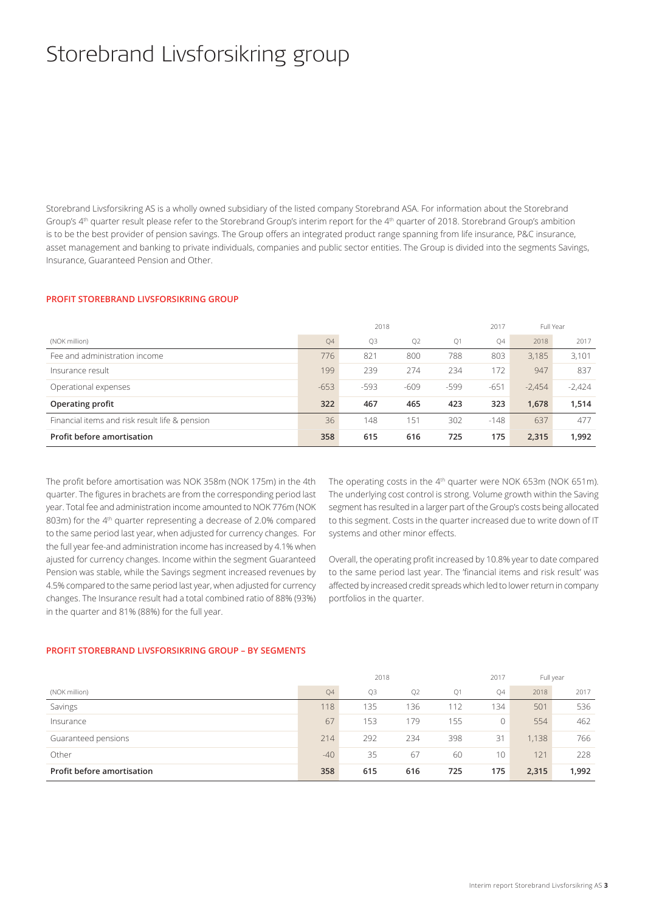# Storebrand Livsforsikring group

Storebrand Livsforsikring AS is a wholly owned subsidiary of the listed company Storebrand ASA. For information about the Storebrand Group's 4th quarter result please refer to the Storebrand Group's interim report for the 4th quarter of 2018. Storebrand Group's ambition is to be the best provider of pension savings. The Group offers an integrated product range spanning from life insurance, P&C insurance, asset management and banking to private individuals, companies and public sector entities. The Group is divided into the segments Savings, Insurance, Guaranteed Pension and Other.

### PROFIT STOREBRAND LIVSFORSIKRING GROUP

| | 2018 | | | | 2017 | Full Year | |
|---|---|---|---|---|---|---|---|
| (NOK million) | Q4 | Q3 | Q2 | Q1 | Q4 | 2018 | 2017 |
| Fee and administration income | 776 | 821 | 800 | 788 | 803 | 3,185 | 3,101 |
| Insurance result | 199 | 239 | 274 | 234 | 172 | 947 | 837 |
| Operational expenses | -653 | -593 | -609 | -599 | -651 | -2,454 | -2,424 |
| **Operating profit** | **322** | **467** | **465** | **423** | **323** | **1,678** | **1,514** |
| Financial items and risk result life & pension | 36 | 148 | 151 | 302 | -148 | 637 | 477 |
| **Profit before amortisation** | **358** | **615** | **616** | **725** | **175** | **2,315** | **1,992** |

The profit before amortisation was NOK 358m (NOK 175m) in the 4th quarter. The figures in brachets are from the corresponding period last year. Total fee and administration income amounted to NOK 776m (NOK 803m) for the 4th quarter representing a decrease of 2.0% compared to the same period last year, when adjusted for currency changes. For the full year fee-and administration income has increased by 4.1% when ajusted for currency changes. Income within the segment Guaranteed Pension was stable, while the Savings segment increased revenues by 4.5% compared to the same period last year, when adjusted for currency changes. The Insurance result had a total combined ratio of 88% (93%) in the quarter and 81% (88%) for the full year.

The operating costs in the 4th quarter were NOK 653m (NOK 651m). The underlying cost control is strong. Volume growth within the Saving segment has resulted in a larger part of the Group's costs being allocated to this segment. Costs in the quarter increased due to write down of IT systems and other minor effects.

Overall, the operating profit increased by 10.8% year to date compared to the same period last year. The 'financial items and risk result' was affected by increased credit spreads which led to lower return in company portfolios in the quarter.

### PROFIT STOREBRAND LIVSFORSIKRING GROUP – BY SEGMENTS

| | 2018 | | | | 2017 | Full year | |
|---|---|---|---|---|---|---|---|
| (NOK million) | Q4 | Q3 | Q2 | Q1 | Q4 | 2018 | 2017 |
| Savings | 118 | 135 | 136 | 112 | 134 | 501 | 536 |
| Insurance | 67 | 153 | 179 | 155 | 0 | 554 | 462 |
| Guaranteed pensions | 214 | 292 | 234 | 398 | 31 | 1,138 | 766 |
| Other | -40 | 35 | 67 | 60 | 10 | 121 | 228 |
| **Profit before amortisation** | **358** | **615** | **616** | **725** | **175** | **2,315** | **1,992** |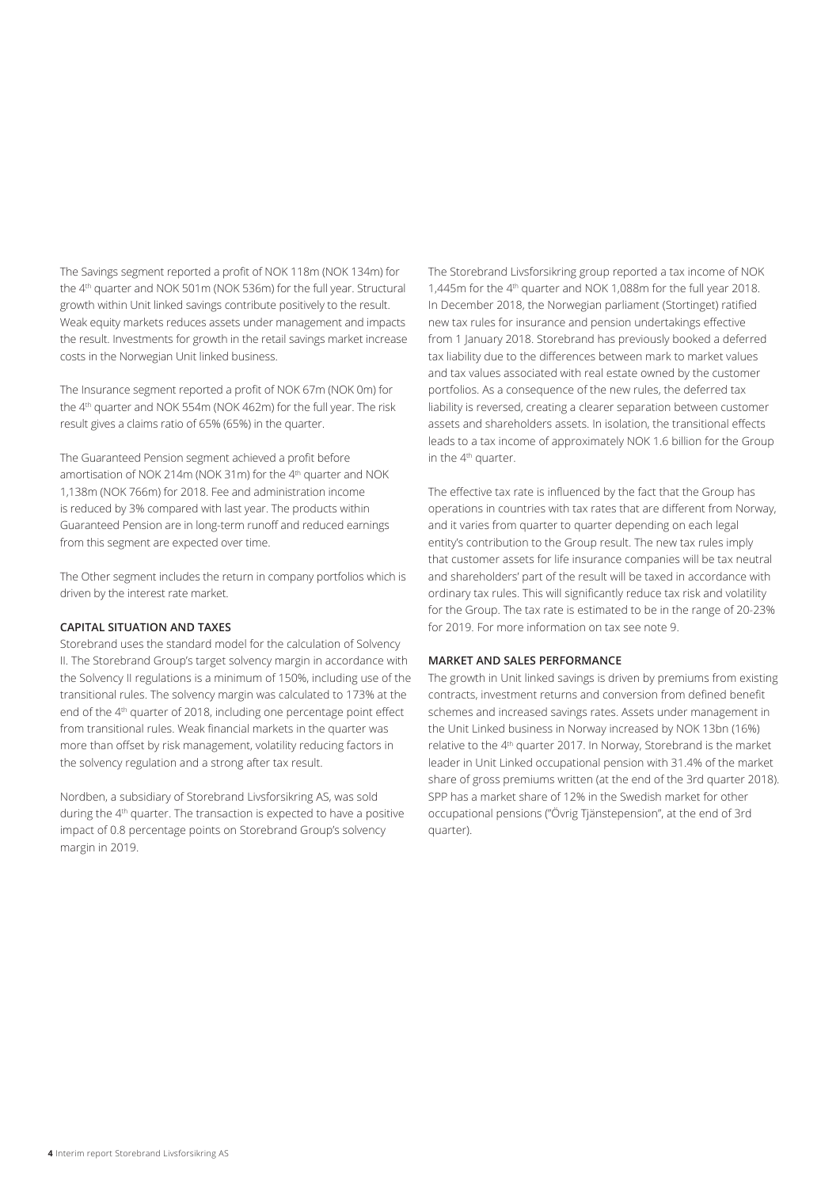The Savings segment reported a profit of NOK 118m (NOK 134m) for the 4th quarter and NOK 501m (NOK 536m) for the full year. Structural growth within Unit linked savings contribute positively to the result. Weak equity markets reduces assets under management and impacts the result. Investments for growth in the retail savings market increase costs in the Norwegian Unit linked business.

The Insurance segment reported a profit of NOK 67m (NOK 0m) for the 4th quarter and NOK 554m (NOK 462m) for the full year. The risk result gives a claims ratio of 65% (65%) in the quarter.

The Guaranteed Pension segment achieved a profit before amortisation of NOK 214m (NOK 31m) for the 4th quarter and NOK 1,138m (NOK 766m) for 2018. Fee and administration income is reduced by 3% compared with last year. The products within Guaranteed Pension are in long-term runoff and reduced earnings from this segment are expected over time.

The Other segment includes the return in company portfolios which is driven by the interest rate market.

**CAPITAL SITUATION AND TAXES**

Storebrand uses the standard model for the calculation of Solvency II. The Storebrand Group's target solvency margin in accordance with the Solvency II regulations is a minimum of 150%, including use of the transitional rules. The solvency margin was calculated to 173% at the end of the 4th quarter of 2018, including one percentage point effect from transitional rules. Weak financial markets in the quarter was more than offset by risk management, volatility reducing factors in the solvency regulation and a strong after tax result.

Nordben, a subsidiary of Storebrand Livsforsikring AS, was sold during the 4th quarter. The transaction is expected to have a positive impact of 0.8 percentage points on Storebrand Group's solvency margin in 2019.

The Storebrand Livsforsikring group reported a tax income of NOK 1,445m for the 4th quarter and NOK 1,088m for the full year 2018. In December 2018, the Norwegian parliament (Stortinget) ratified new tax rules for insurance and pension undertakings effective from 1 January 2018. Storebrand has previously booked a deferred tax liability due to the differences between mark to market values and tax values associated with real estate owned by the customer portfolios. As a consequence of the new rules, the deferred tax liability is reversed, creating a clearer separation between customer assets and shareholders assets. In isolation, the transitional effects leads to a tax income of approximately NOK 1.6 billion for the Group in the 4th quarter.

The effective tax rate is influenced by the fact that the Group has operations in countries with tax rates that are different from Norway, and it varies from quarter to quarter depending on each legal entity's contribution to the Group result. The new tax rules imply that customer assets for life insurance companies will be tax neutral and shareholders' part of the result will be taxed in accordance with ordinary tax rules. This will significantly reduce tax risk and volatility for the Group. The tax rate is estimated to be in the range of 20-23% for 2019. For more information on tax see note 9.

**MARKET AND SALES PERFORMANCE**

The growth in Unit linked savings is driven by premiums from existing contracts, investment returns and conversion from defined benefit schemes and increased savings rates. Assets under management in the Unit Linked business in Norway increased by NOK 13bn (16%) relative to the 4th quarter 2017. In Norway, Storebrand is the market leader in Unit Linked occupational pension with 31.4% of the market share of gross premiums written (at the end of the 3rd quarter 2018). SPP has a market share of 12% in the Swedish market for other occupational pensions ("Övrig Tjänstepension", at the end of 3rd quarter).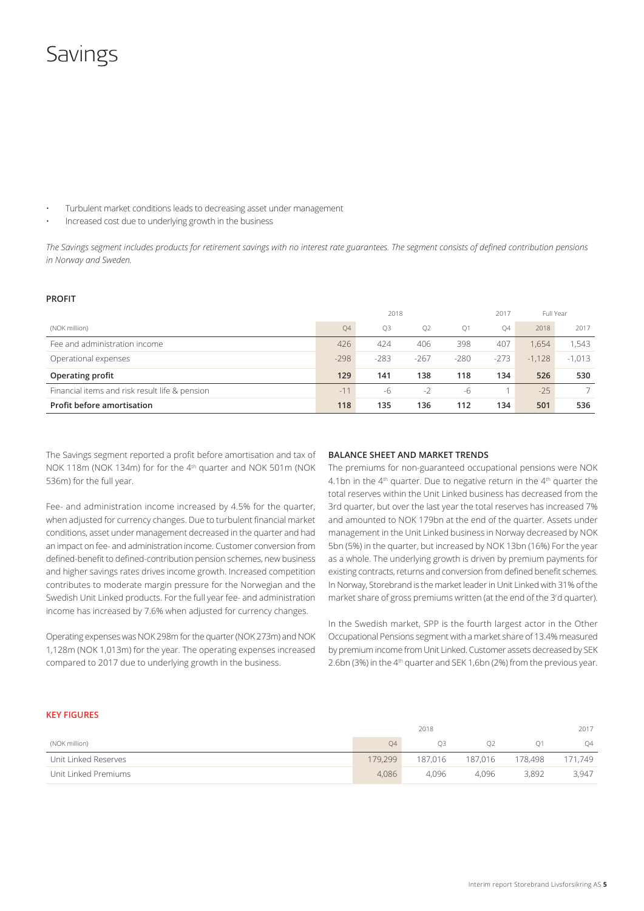# Savings

- Turbulent market conditions leads to decreasing asset under management
- Increased cost due to underlying growth in the business

*The Savings segment includes products for retirement savings with no interest rate guarantees. The segment consists of defined contribution pensions in Norway and Sweden.*

**PROFIT**

| | 2018 | | | | 2017 | Full Year | |
|---|---|---|---|---|---|---|---|
| (NOK million) | Q4 | Q3 | Q2 | Q1 | Q4 | 2018 | 2017 |
| Fee and administration income | 426 | 424 | 406 | 398 | 407 | 1,654 | 1,543 |
| Operational expenses | -298 | -283 | -267 | -280 | -273 | -1,128 | -1,013 |
| **Operating profit** | **129** | **141** | **138** | **118** | **134** | **526** | **530** |
| Financial items and risk result life & pension | -11 | -6 | -2 | -6 | 1 | -25 | 7 |
| **Profit before amortisation** | **118** | **135** | **136** | **112** | **134** | **501** | **536** |

The Savings segment reported a profit before amortisation and tax of NOK 118m (NOK 134m) for for the 4th quarter and NOK 501m (NOK 536m) for the full year.

Fee- and administration income increased by 4.5% for the quarter, when adjusted for currency changes. Due to turbulent financial market conditions, asset under management decreased in the quarter and had an impact on fee- and administration income. Customer conversion from defined-benefit to defined-contribution pension schemes, new business and higher savings rates drives income growth. Increased competition contributes to moderate margin pressure for the Norwegian and the Swedish Unit Linked products. For the full year fee- and administration income has increased by 7.6% when adjusted for currency changes.

Operating expenses was NOK 298m for the quarter (NOK 273m) and NOK 1,128m (NOK 1,013m) for the year. The operating expenses increased compared to 2017 due to underlying growth in the business.

**BALANCE SHEET AND MARKET TRENDS**

The premiums for non-guaranteed occupational pensions were NOK 4.1bn in the 4th quarter. Due to negative return in the 4th quarter the total reserves within the Unit Linked business has decreased from the 3rd quarter, but over the last year the total reserves has increased 7% and amounted to NOK 179bn at the end of the quarter. Assets under management in the Unit Linked business in Norway decreased by NOK 5bn (5%) in the quarter, but increased by NOK 13bn (16%) For the year as a whole. The underlying growth is driven by premium payments for existing contracts, returns and conversion from defined benefit schemes. In Norway, Storebrand is the market leader in Unit Linked with 31% of the market share of gross premiums written (at the end of the 3'd quarter).

In the Swedish market, SPP is the fourth largest actor in the Other Occupational Pensions segment with a market share of 13.4% measured by premium income from Unit Linked. Customer assets decreased by SEK 2.6bn (3%) in the 4th quarter and SEK 1,6bn (2%) from the previous year.

**KEY FIGURES**

| | 2018 | | | | 2017 |
|---|---|---|---|---|---|
| (NOK million) | Q4 | Q3 | Q2 | Q1 | Q4 |
| Unit Linked Reserves | 179,299 | 187,016 | 187,016 | 178,498 | 171,749 |
| Unit Linked Premiums | 4,086 | 4,096 | 4,096 | 3,892 | 3,947 |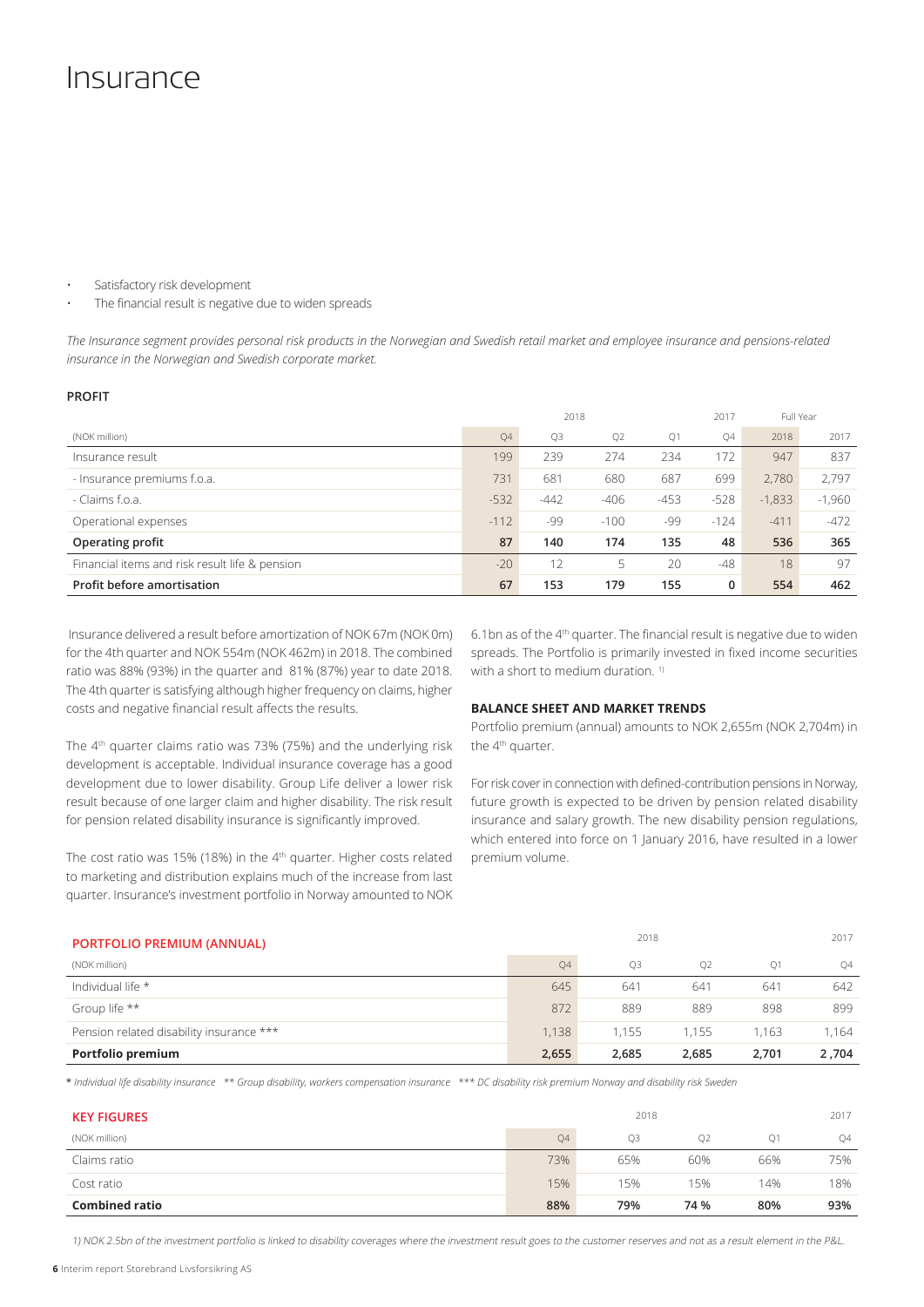# Insurance

- Satisfactory risk development
- The financial result is negative due to widen spreads

*The Insurance segment provides personal risk products in the Norwegian and Swedish retail market and employee insurance and pensions-related insurance in the Norwegian and Swedish corporate market.*

### PROFIT

| | 2018 | | | | 2017 | Full Year | |
|---|---|---|---|---|---|---|---|
| (NOK million) | Q4 | Q3 | Q2 | Q1 | Q4 | 2018 | 2017 |
| Insurance result | 199 | 239 | 274 | 234 | 172 | 947 | 837 |
| - Insurance premiums f.o.a. | 731 | 681 | 680 | 687 | 699 | 2,780 | 2,797 |
| - Claims f.o.a. | -532 | -442 | -406 | -453 | -528 | -1,833 | -1,960 |
| Operational expenses | -112 | -99 | -100 | -99 | -124 | -411 | -472 |
| **Operating profit** | **87** | **140** | **174** | **135** | **48** | **536** | **365** |
| Financial items and risk result life & pension | -20 | 12 | 5 | 20 | -48 | 18 | 97 |
| **Profit before amortisation** | **67** | **153** | **179** | **155** | **0** | **554** | **462** |

Insurance delivered a result before amortization of NOK 67m (NOK 0m) for the 4th quarter and NOK 554m (NOK 462m) in 2018. The combined ratio was 88% (93%) in the quarter and 81% (87%) year to date 2018. The 4th quarter is satisfying although higher frequency on claims, higher costs and negative financial result affects the results.

The 4th quarter claims ratio was 73% (75%) and the underlying risk development is acceptable. Individual insurance coverage has a good development due to lower disability. Group Life deliver a lower risk result because of one larger claim and higher disability. The risk result for pension related disability insurance is significantly improved.

The cost ratio was 15% (18%) in the 4th quarter. Higher costs related to marketing and distribution explains much of the increase from last quarter. Insurance's investment portfolio in Norway amounted to NOK 6.1bn as of the 4th quarter. The financial result is negative due to widen spreads. The Portfolio is primarily invested in fixed income securities with a short to medium duration. [1]

### BALANCE SHEET AND MARKET TRENDS

Portfolio premium (annual) amounts to NOK 2,655m (NOK 2,704m) in the 4th quarter.

For risk cover in connection with defined-contribution pensions in Norway, future growth is expected to be driven by pension related disability insurance and salary growth. The new disability pension regulations, which entered into force on 1 January 2016, have resulted in a lower premium volume.

### PORTFOLIO PREMIUM (ANNUAL)

| | 2018 | | | | 2017 |
|---|---|---|---|---|---|
| (NOK million) | Q4 | Q3 | Q2 | Q1 | Q4 |
| Individual life * | 645 | 641 | 641 | 641 | 642 |
| Group life ** | 872 | 889 | 889 | 898 | 899 |
| Pension related disability insurance *** | 1,138 | 1,155 | 1,155 | 1,163 | 1,164 |
| **Portfolio premium** | **2,655** | **2,685** | **2,685** | **2,701** | **2,704** |

\* *Individual life disability insurance* ** *Group disability, workers compensation insurance* *** *DC disability risk premium Norway and disability risk Sweden*

### KEY FIGURES

| | 2018 | | | | 2017 |
|---|---|---|---|---|---|
| (NOK million) | Q4 | Q3 | Q2 | Q1 | Q4 |
| Claims ratio | 73% | 65% | 60% | 66% | 75% |
| Cost ratio | 15% | 15% | 15% | 14% | 18% |
| **Combined ratio** | **88%** | **79%** | **74 %** | **80%** | **93%** |

*1) NOK 2.5bn of the investment portfolio is linked to disability coverages where the investment result goes to the customer reserves and not as a result element in the P&L.*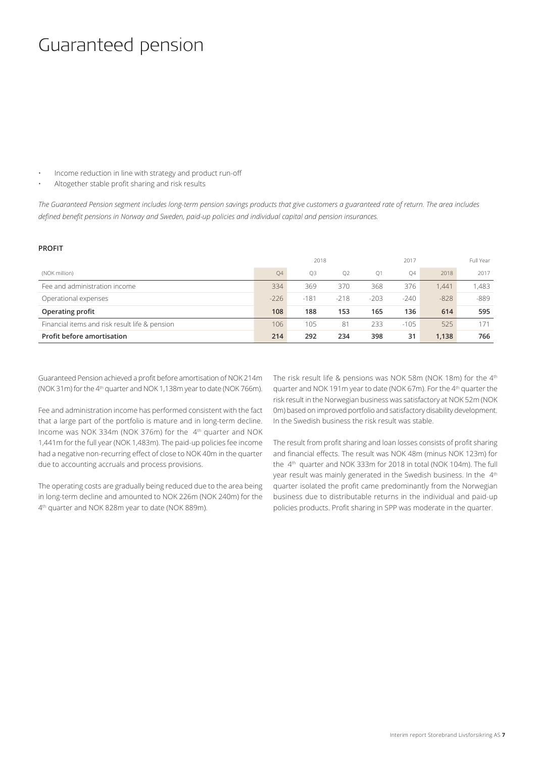# Guaranteed pension

- Income reduction in line with strategy and product run-off
- Altogether stable profit sharing and risk results

*The Guaranteed Pension segment includes long-term pension savings products that give customers a guaranteed rate of return. The area includes defined benefit pensions in Norway and Sweden, paid-up policies and individual capital and pension insurances.*

**PROFIT**

| | 2018 | | | | 2017 | Full Year | |
|---|---|---|---|---|---|---|---|
| (NOK million) | Q4 | Q3 | Q2 | Q1 | Q4 | 2018 | 2017 |
| Fee and administration income | 334 | 369 | 370 | 368 | 376 | 1,441 | 1,483 |
| Operational expenses | -226 | -181 | -218 | -203 | -240 | -828 | -889 |
| **Operating profit** | **108** | **188** | **153** | **165** | **136** | **614** | **595** |
| Financial items and risk result life & pension | 106 | 105 | 81 | 233 | -105 | 525 | 171 |
| **Profit before amortisation** | **214** | **292** | **234** | **398** | **31** | **1,138** | **766** |

Guaranteed Pension achieved a profit before amortisation of NOK 214m (NOK 31m) for the 4th quarter and NOK 1,138m year to date (NOK 766m).

Fee and administration income has performed consistent with the fact that a large part of the portfolio is mature and in long-term decline. Income was NOK 334m (NOK 376m) for the 4th quarter and NOK 1,441m for the full year (NOK 1,483m). The paid-up policies fee income had a negative non-recurring effect of close to NOK 40m in the quarter due to accounting accruals and process provisions.

The operating costs are gradually being reduced due to the area being in long-term decline and amounted to NOK 226m (NOK 240m) for the 4th quarter and NOK 828m year to date (NOK 889m).

The risk result life & pensions was NOK 58m (NOK 18m) for the 4th quarter and NOK 191m year to date (NOK 67m). For the 4th quarter the risk result in the Norwegian business was satisfactory at NOK 52m (NOK 0m) based on improved portfolio and satisfactory disability development. In the Swedish business the risk result was stable.

The result from profit sharing and loan losses consists of profit sharing and financial effects. The result was NOK 48m (minus NOK 123m) for the 4th quarter and NOK 333m for 2018 in total (NOK 104m). The full year result was mainly generated in the Swedish business. In the 4th quarter isolated the profit came predominantly from the Norwegian business due to distributable returns in the individual and paid-up policies products. Profit sharing in SPP was moderate in the quarter.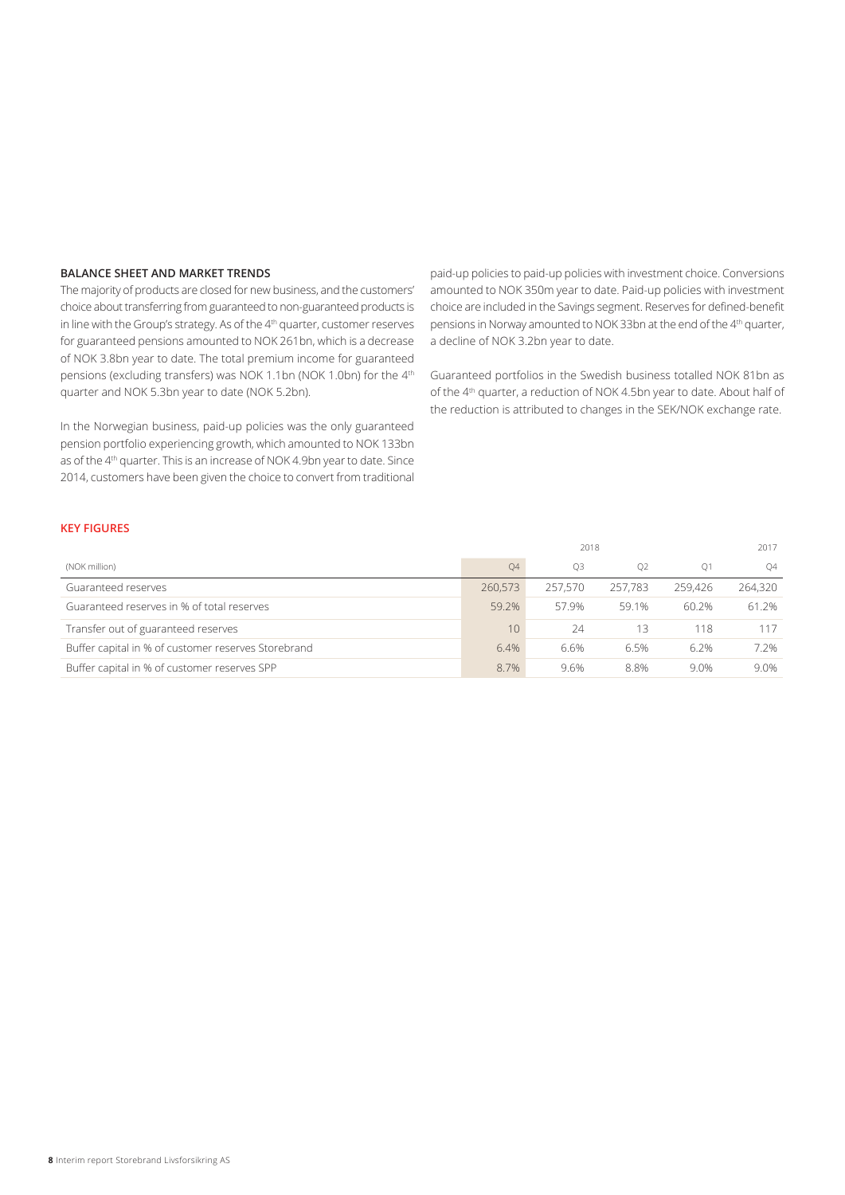## BALANCE SHEET AND MARKET TRENDS

The majority of products are closed for new business, and the customers' choice about transferring from guaranteed to non-guaranteed products is in line with the Group's strategy. As of the 4th quarter, customer reserves for guaranteed pensions amounted to NOK 261bn, which is a decrease of NOK 3.8bn year to date. The total premium income for guaranteed pensions (excluding transfers) was NOK 1.1bn (NOK 1.0bn) for the 4th quarter and NOK 5.3bn year to date (NOK 5.2bn).

In the Norwegian business, paid-up policies was the only guaranteed pension portfolio experiencing growth, which amounted to NOK 133bn as of the 4th quarter. This is an increase of NOK 4.9bn year to date. Since 2014, customers have been given the choice to convert from traditional paid-up policies to paid-up policies with investment choice. Conversions amounted to NOK 350m year to date. Paid-up policies with investment choice are included in the Savings segment. Reserves for defined-benefit pensions in Norway amounted to NOK 33bn at the end of the 4th quarter, a decline of NOK 3.2bn year to date.

Guaranteed portfolios in the Swedish business totalled NOK 81bn as of the 4th quarter, a reduction of NOK 4.5bn year to date. About half of the reduction is attributed to changes in the SEK/NOK exchange rate.

## KEY FIGURES

| | 2018 | | | | 2017 |
|---|---|---|---|---|---|
| (NOK million) | Q4 | Q3 | Q2 | Q1 | Q4 |
| Guaranteed reserves | 260,573 | 257,570 | 257,783 | 259,426 | 264,320 |
| Guaranteed reserves in % of total reserves | 59.2% | 57.9% | 59.1% | 60.2% | 61.2% |
| Transfer out of guaranteed reserves | 10 | 24 | 13 | 118 | 117 |
| Buffer capital in % of customer reserves Storebrand | 6.4% | 6.6% | 6.5% | 6.2% | 7.2% |
| Buffer capital in % of customer reserves SPP | 8.7% | 9.6% | 8.8% | 9.0% | 9.0% |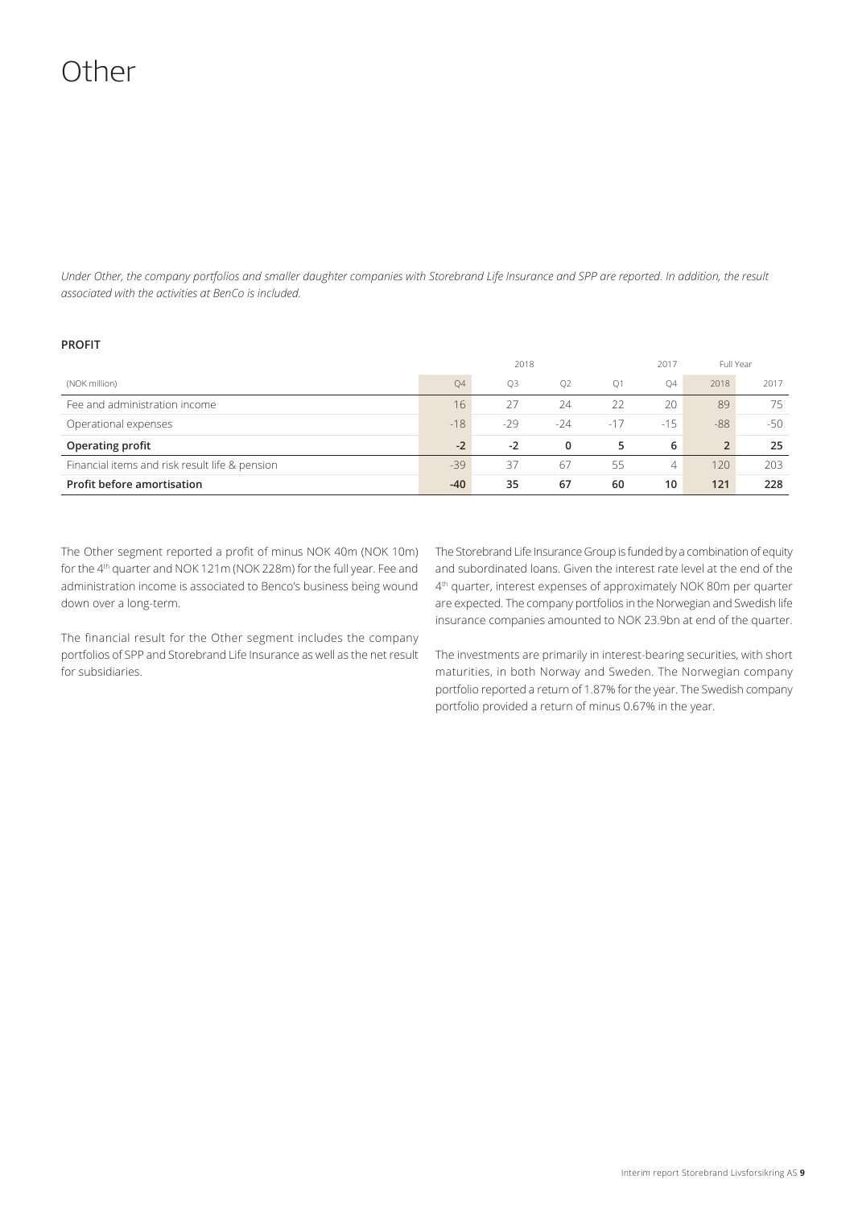# Other

*Under Other, the company portfolios and smaller daughter companies with Storebrand Life Insurance and SPP are reported. In addition, the result associated with the activities at BenCo is included.*

**PROFIT**

| | 2018 | | | | 2017 | Full Year | |
|---|---|---|---|---|---|---|---|
| (NOK million) | Q4 | Q3 | Q2 | Q1 | Q4 | 2018 | 2017 |
| Fee and administration income | 16 | 27 | 24 | 22 | 20 | 89 | 75 |
| Operational expenses | -18 | -29 | -24 | -17 | -15 | -88 | -50 |
| **Operating profit** | **-2** | **-2** | **0** | **5** | **6** | **2** | **25** |
| Financial items and risk result life & pension | -39 | 37 | 67 | 55 | 4 | 120 | 203 |
| **Profit before amortisation** | **-40** | **35** | **67** | **60** | **10** | **121** | **228** |

The Other segment reported a profit of minus NOK 40m (NOK 10m) for the 4th quarter and NOK 121m (NOK 228m) for the full year. Fee and administration income is associated to Benco's business being wound down over a long-term.

The financial result for the Other segment includes the company portfolios of SPP and Storebrand Life Insurance as well as the net result for subsidiaries.

The Storebrand Life Insurance Group is funded by a combination of equity and subordinated loans. Given the interest rate level at the end of the 4th quarter, interest expenses of approximately NOK 80m per quarter are expected. The company portfolios in the Norwegian and Swedish life insurance companies amounted to NOK 23.9bn at end of the quarter.

The investments are primarily in interest-bearing securities, with short maturities, in both Norway and Sweden. The Norwegian company portfolio reported a return of 1.87% for the year. The Swedish company portfolio provided a return of minus 0.67% in the year.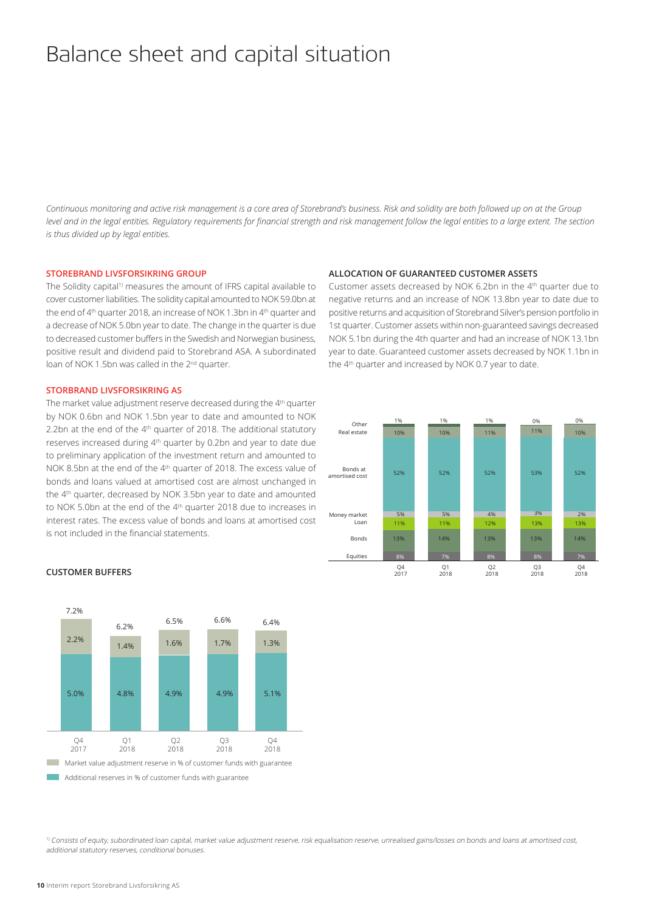# Balance sheet and capital situation

*Continuous monitoring and active risk management is a core area of Storebrand's business. Risk and solidity are both followed up on at the Group level and in the legal entities. Regulatory requirements for financial strength and risk management follow the legal entities to a large extent. The section is thus divided up by legal entities.*

#### STOREBRAND LIVSFORSIKRING GROUP

The Solidity capital[1)] measures the amount of IFRS capital available to cover customer liabilities. The solidity capital amounted to NOK 59.0bn at the end of 4th quarter 2018, an increase of NOK 1.3bn in 4th quarter and a decrease of NOK 5.0bn year to date. The change in the quarter is due to decreased customer buffers in the Swedish and Norwegian business, positive result and dividend paid to Storebrand ASA. A subordinated loan of NOK 1.5bn was called in the 2nd quarter.

#### STORBRAND LIVSFORSIKRING AS

The market value adjustment reserve decreased during the 4th quarter by NOK 0.6bn and NOK 1.5bn year to date and amounted to NOK 2.2bn at the end of the 4th quarter of 2018. The additional statutory reserves increased during 4th quarter by 0.2bn and year to date due to preliminary application of the investment return and amounted to NOK 8.5bn at the end of the 4th quarter of 2018. The excess value of bonds and loans valued at amortised cost are almost unchanged in the 4th quarter, decreased by NOK 3.5bn year to date and amounted to NOK 5.0bn at the end of the 4th quarter 2018 due to increases in interest rates. The excess value of bonds and loan at amortised cost is not included in the financial statements.

#### CUSTOMER BUFFERS

| | Q4 2017 | Q1 2018 | Q2 2018 | Q3 2018 | Q4 2018 |
|---|---|---|---|---|---|
| Market value adjustment reserve in % of customer funds with guarantee | 2.2% | 1.4% | 1.6% | 1.7% | 1.3% |
| Additional reserves in % of customer funds with guarantee | 5.0% | 4.8% | 4.9% | 4.9% | 5.1% |
| Total | 7.2% | 6.2% | 6.5% | 6.6% | 6.4% |

#### ALLOCATION OF GUARANTEED CUSTOMER ASSETS

Customer assets decreased by NOK 6.2bn in the 4th quarter due to negative returns and an increase of NOK 13.8bn year to date due to positive returns and acquisition of Storebrand Silver's pension portfolio in 1st quarter. Customer assets within non-guaranteed savings decreased NOK 5.1bn during the 4th quarter and had an increase of NOK 13.1bn year to date. Guaranteed customer assets decreased by NOK 1.1bn in the 4th quarter and increased by NOK 0.7 year to date.

| | Q4 2017 | Q1 2018 | Q2 2018 | Q3 2018 | Q4 2018 |
|---|---|---|---|---|---|
| Other | 1% | 1% | 1% | 0% | 0% |
| Real estate | 10% | 10% | 11% | 11% | 10% |
| Bonds at amortised cost | 52% | 52% | 52% | 53% | 52% |
| Money market | 5% | 5% | 4% | 3% | 2% |
| Loan | 11% | 11% | 12% | 13% | 13% |
| Bonds | 13% | 14% | 13% | 13% | 14% |
| Equities | 8% | 7% | 8% | 8% | 7% |

[1)] *Consists of equity, subordinated loan capital, market value adjustment reserve, risk equalisation reserve, unrealised gains/losses on bonds and loans at amortised cost, additional statutory reserves, conditional bonuses.*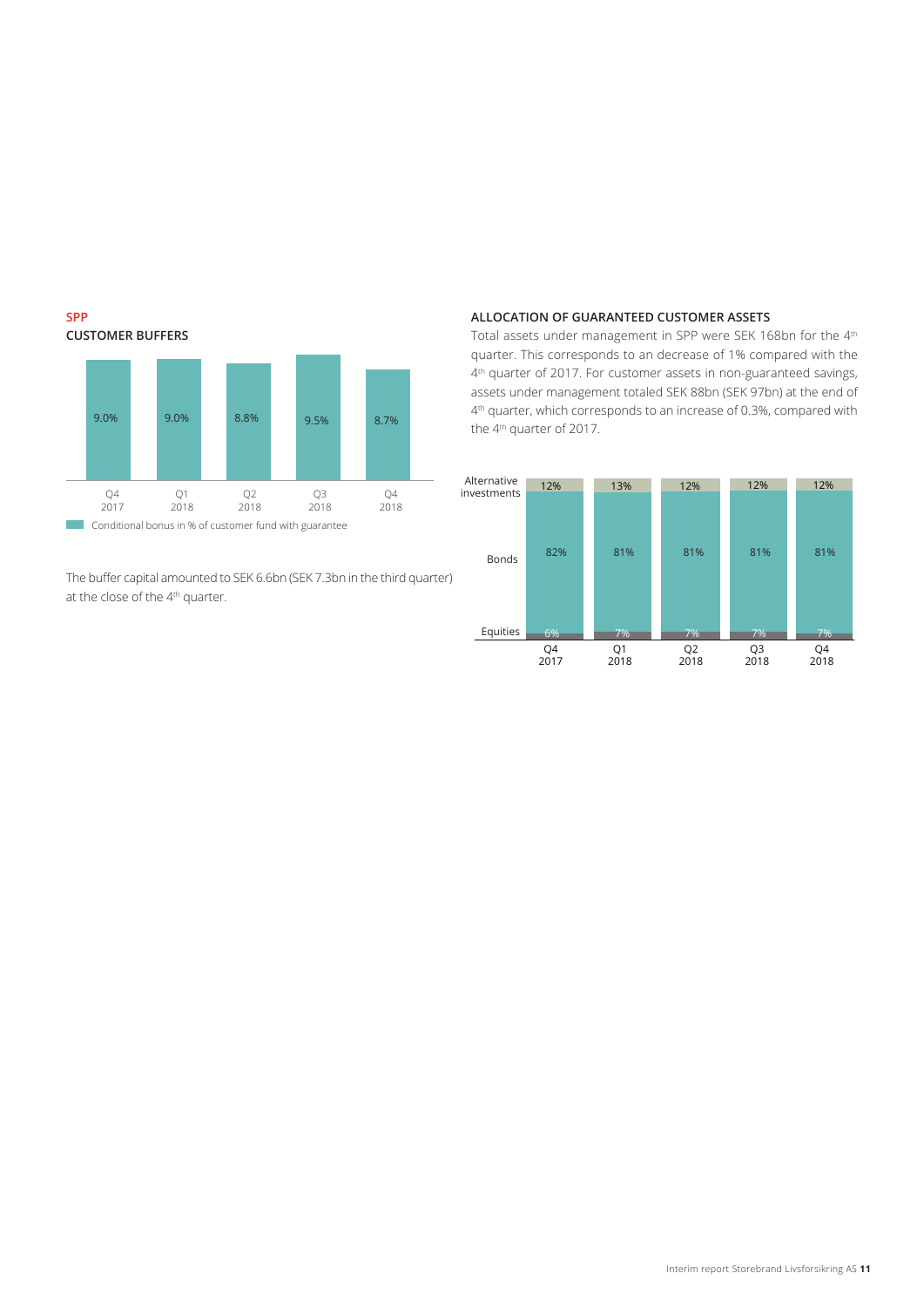**SPP**

### CUSTOMER BUFFERS

| | Q4 2017 | Q1 2018 | Q2 2018 | Q3 2018 | Q4 2018 |
|---|---|---|---|---|---|
| Conditional bonus in % of customer fund with guarantee | 9.0% | 9.0% | 8.8% | 9.5% | 8.7% |

The buffer capital amounted to SEK 6.6bn (SEK 7.3bn in the third quarter) at the close of the 4th quarter.

### ALLOCATION OF GUARANTEED CUSTOMER ASSETS

Total assets under management in SPP were SEK 168bn for the 4th quarter. This corresponds to an decrease of 1% compared with the 4th quarter of 2017. For customer assets in non-guaranteed savings, assets under management totaled SEK 88bn (SEK 97bn) at the end of 4th quarter, which corresponds to an increase of 0.3%, compared with the 4th quarter of 2017.

| | Q4 2017 | Q1 2018 | Q2 2018 | Q3 2018 | Q4 2018 |
|---|---|---|---|---|---|
| Alternative investments | 12% | 13% | 12% | 12% | 12% |
| Bonds | 82% | 81% | 81% | 81% | 81% |
| Equities | 6% | 7% | 7% | 7% | 7% |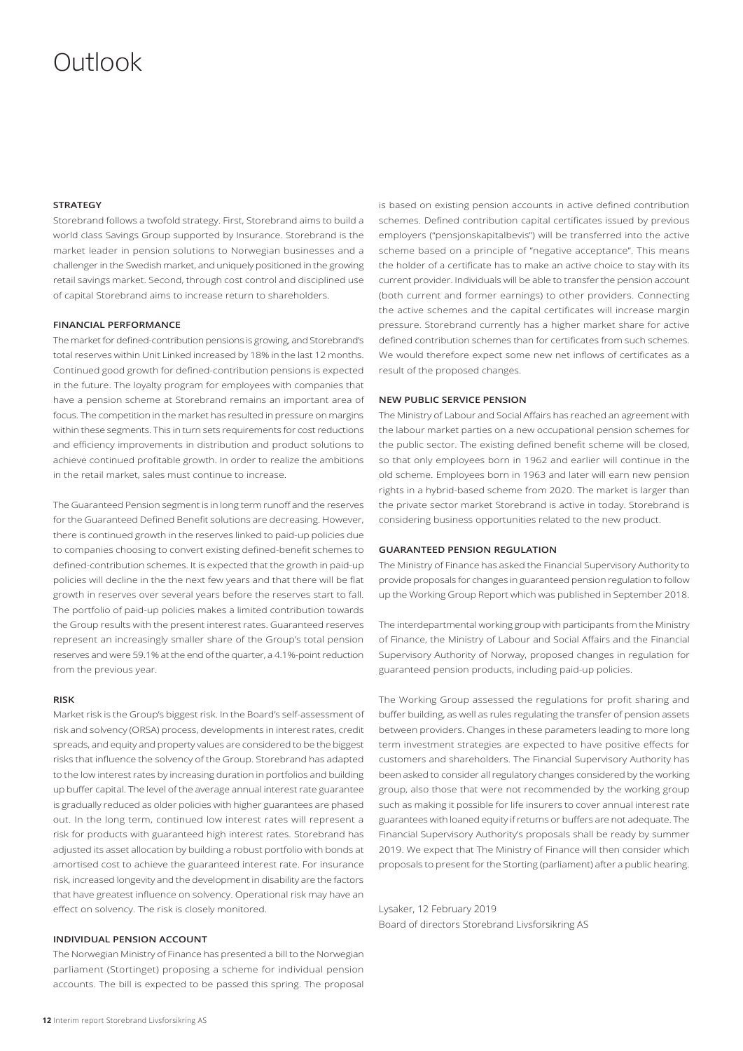# Outlook

### STRATEGY

Storebrand follows a twofold strategy. First, Storebrand aims to build a world class Savings Group supported by Insurance. Storebrand is the market leader in pension solutions to Norwegian businesses and a challenger in the Swedish market, and uniquely positioned in the growing retail savings market. Second, through cost control and disciplined use of capital Storebrand aims to increase return to shareholders.

### FINANCIAL PERFORMANCE

The market for defined-contribution pensions is growing, and Storebrand's total reserves within Unit Linked increased by 18% in the last 12 months. Continued good growth for defined-contribution pensions is expected in the future. The loyalty program for employees with companies that have a pension scheme at Storebrand remains an important area of focus. The competition in the market has resulted in pressure on margins within these segments. This in turn sets requirements for cost reductions and efficiency improvements in distribution and product solutions to achieve continued profitable growth. In order to realize the ambitions in the retail market, sales must continue to increase.

The Guaranteed Pension segment is in long term runoff and the reserves for the Guaranteed Defined Benefit solutions are decreasing. However, there is continued growth in the reserves linked to paid-up policies due to companies choosing to convert existing defined-benefit schemes to defined-contribution schemes. It is expected that the growth in paid-up policies will decline in the the next few years and that there will be flat growth in reserves over several years before the reserves start to fall. The portfolio of paid-up policies makes a limited contribution towards the Group results with the present interest rates. Guaranteed reserves represent an increasingly smaller share of the Group's total pension reserves and were 59.1% at the end of the quarter, a 4.1%-point reduction from the previous year.

### RISK

Market risk is the Group's biggest risk. In the Board's self-assessment of risk and solvency (ORSA) process, developments in interest rates, credit spreads, and equity and property values are considered to be the biggest risks that influence the solvency of the Group. Storebrand has adapted to the low interest rates by increasing duration in portfolios and building up buffer capital. The level of the average annual interest rate guarantee is gradually reduced as older policies with higher guarantees are phased out. In the long term, continued low interest rates will represent a risk for products with guaranteed high interest rates. Storebrand has adjusted its asset allocation by building a robust portfolio with bonds at amortised cost to achieve the guaranteed interest rate. For insurance risk, increased longevity and the development in disability are the factors that have greatest influence on solvency. Operational risk may have an effect on solvency. The risk is closely monitored.

### INDIVIDUAL PENSION ACCOUNT

The Norwegian Ministry of Finance has presented a bill to the Norwegian parliament (Stortinget) proposing a scheme for individual pension accounts. The bill is expected to be passed this spring. The proposal is based on existing pension accounts in active defined contribution schemes. Defined contribution capital certificates issued by previous employers ("pensjonskapitalbevis") will be transferred into the active scheme based on a principle of "negative acceptance". This means the holder of a certificate has to make an active choice to stay with its current provider. Individuals will be able to transfer the pension account (both current and former earnings) to other providers. Connecting the active schemes and the capital certificates will increase margin pressure. Storebrand currently has a higher market share for active defined contribution schemes than for certificates from such schemes. We would therefore expect some new net inflows of certificates as a result of the proposed changes.

### NEW PUBLIC SERVICE PENSION

The Ministry of Labour and Social Affairs has reached an agreement with the labour market parties on a new occupational pension schemes for the public sector. The existing defined benefit scheme will be closed, so that only employees born in 1962 and earlier will continue in the old scheme. Employees born in 1963 and later will earn new pension rights in a hybrid-based scheme from 2020. The market is larger than the private sector market Storebrand is active in today. Storebrand is considering business opportunities related to the new product.

### GUARANTEED PENSION REGULATION

The Ministry of Finance has asked the Financial Supervisory Authority to provide proposals for changes in guaranteed pension regulation to follow up the Working Group Report which was published in September 2018.

The interdepartmental working group with participants from the Ministry of Finance, the Ministry of Labour and Social Affairs and the Financial Supervisory Authority of Norway, proposed changes in regulation for guaranteed pension products, including paid-up policies.

The Working Group assessed the regulations for profit sharing and buffer building, as well as rules regulating the transfer of pension assets between providers. Changes in these parameters leading to more long term investment strategies are expected to have positive effects for customers and shareholders. The Financial Supervisory Authority has been asked to consider all regulatory changes considered by the working group, also those that were not recommended by the working group such as making it possible for life insurers to cover annual interest rate guarantees with loaned equity if returns or buffers are not adequate. The Financial Supervisory Authority's proposals shall be ready by summer 2019. We expect that The Ministry of Finance will then consider which proposals to present for the Storting (parliament) after a public hearing.

Lysaker, 12 February 2019
Board of directors Storebrand Livsforsikring AS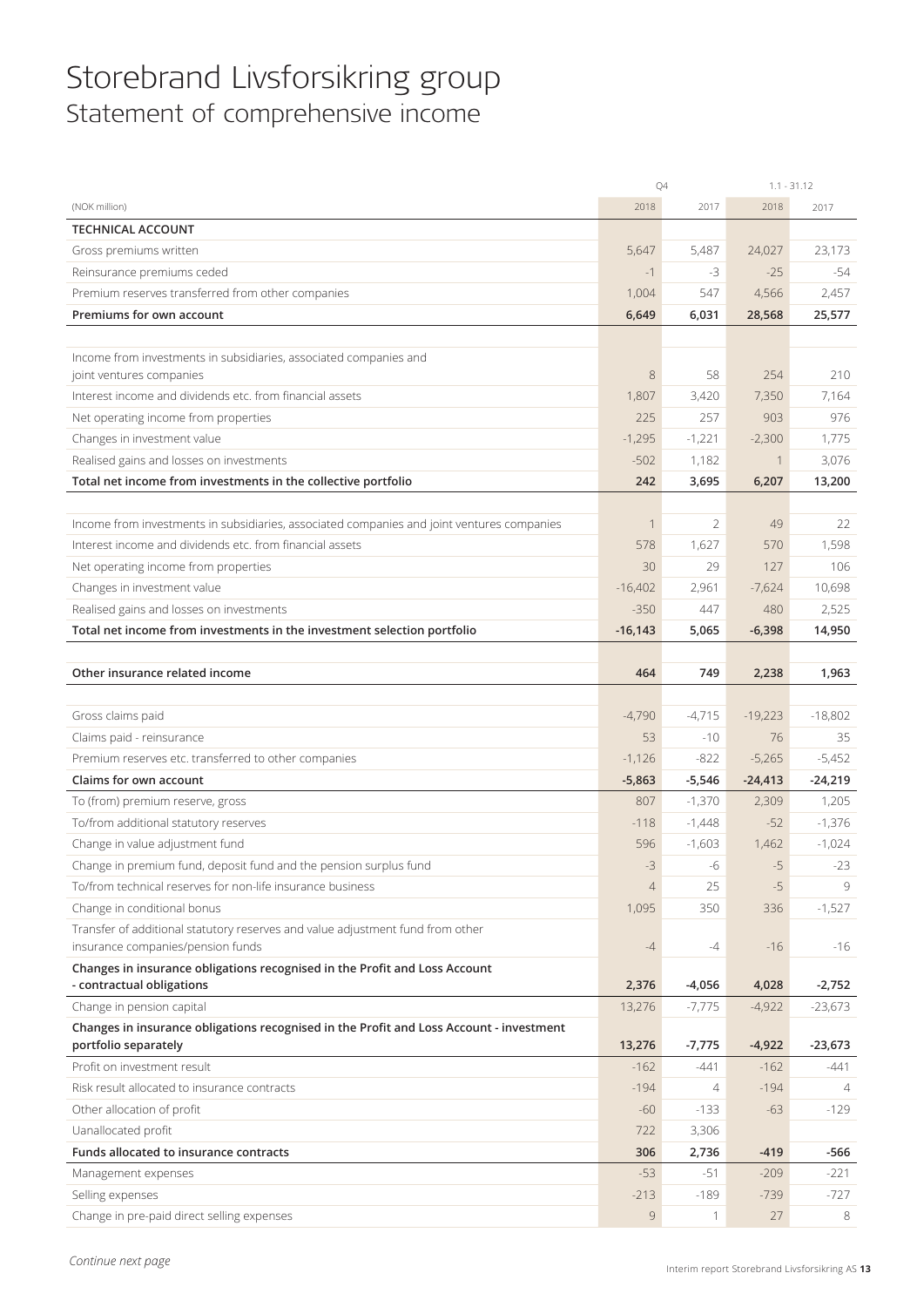# Storebrand Livsforsikring group

## Statement of comprehensive income

| (NOK million) | Q4 2018 | Q4 2017 | 1.1 - 31.12 2018 | 1.1 - 31.12 2017 |
|---|---|---|---|---|
| **TECHNICAL ACCOUNT** | | | | |
| Gross premiums written | 5,647 | 5,487 | 24,027 | 23,173 |
| Reinsurance premiums ceded | -1 | -3 | -25 | -54 |
| Premium reserves transferred from other companies | 1,004 | 547 | 4,566 | 2,457 |
| **Premiums for own account** | **6,649** | **6,031** | **28,568** | **25,577** |
| | | | | |
| Income from investments in subsidiaries, associated companies and joint ventures companies | 8 | 58 | 254 | 210 |
| Interest income and dividends etc. from financial assets | 1,807 | 3,420 | 7,350 | 7,164 |
| Net operating income from properties | 225 | 257 | 903 | 976 |
| Changes in investment value | -1,295 | -1,221 | -2,300 | 1,775 |
| Realised gains and losses on investments | -502 | 1,182 | 1 | 3,076 |
| **Total net income from investments in the collective portfolio** | **242** | **3,695** | **6,207** | **13,200** |
| | | | | |
| Income from investments in subsidiaries, associated companies and joint ventures companies | 1 | 2 | 49 | 22 |
| Interest income and dividends etc. from financial assets | 578 | 1,627 | 570 | 1,598 |
| Net operating income from properties | 30 | 29 | 127 | 106 |
| Changes in investment value | -16,402 | 2,961 | -7,624 | 10,698 |
| Realised gains and losses on investments | -350 | 447 | 480 | 2,525 |
| **Total net income from investments in the investment selection portfolio** | **-16,143** | **5,065** | **-6,398** | **14,950** |
| | | | | |
| **Other insurance related income** | **464** | **749** | **2,238** | **1,963** |
| | | | | |
| Gross claims paid | -4,790 | -4,715 | -19,223 | -18,802 |
| Claims paid - reinsurance | 53 | -10 | 76 | 35 |
| Premium reserves etc. transferred to other companies | -1,126 | -822 | -5,265 | -5,452 |
| **Claims for own account** | **-5,863** | **-5,546** | **-24,413** | **-24,219** |
| To (from) premium reserve, gross | 807 | -1,370 | 2,309 | 1,205 |
| To/from additional statutory reserves | -118 | -1,448 | -52 | -1,376 |
| Change in value adjustment fund | 596 | -1,603 | 1,462 | -1,024 |
| Change in premium fund, deposit fund and the pension surplus fund | -3 | -6 | -5 | -23 |
| To/from technical reserves for non-life insurance business | 4 | 25 | -5 | 9 |
| Change in conditional bonus | 1,095 | 350 | 336 | -1,527 |
| Transfer of additional statutory reserves and value adjustment fund from other insurance companies/pension funds | -4 | -4 | -16 | -16 |
| **Changes in insurance obligations recognised in the Profit and Loss Account - contractual obligations** | **2,376** | **-4,056** | **4,028** | **-2,752** |
| Change in pension capital | 13,276 | -7,775 | -4,922 | -23,673 |
| **Changes in insurance obligations recognised in the Profit and Loss Account - investment portfolio separately** | **13,276** | **-7,775** | **-4,922** | **-23,673** |
| Profit on investment result | -162 | -441 | -162 | -441 |
| Risk result allocated to insurance contracts | -194 | 4 | -194 | 4 |
| Other allocation of profit | -60 | -133 | -63 | -129 |
| Uanallocated profit | 722 | 3,306 | | |
| **Funds allocated to insurance contracts** | **306** | **2,736** | **-419** | **-566** |
| Management expenses | -53 | -51 | -209 | -221 |
| Selling expenses | -213 | -189 | -739 | -727 |
| Change in pre-paid direct selling expenses | 9 | 1 | 27 | 8 |

*Continue next page*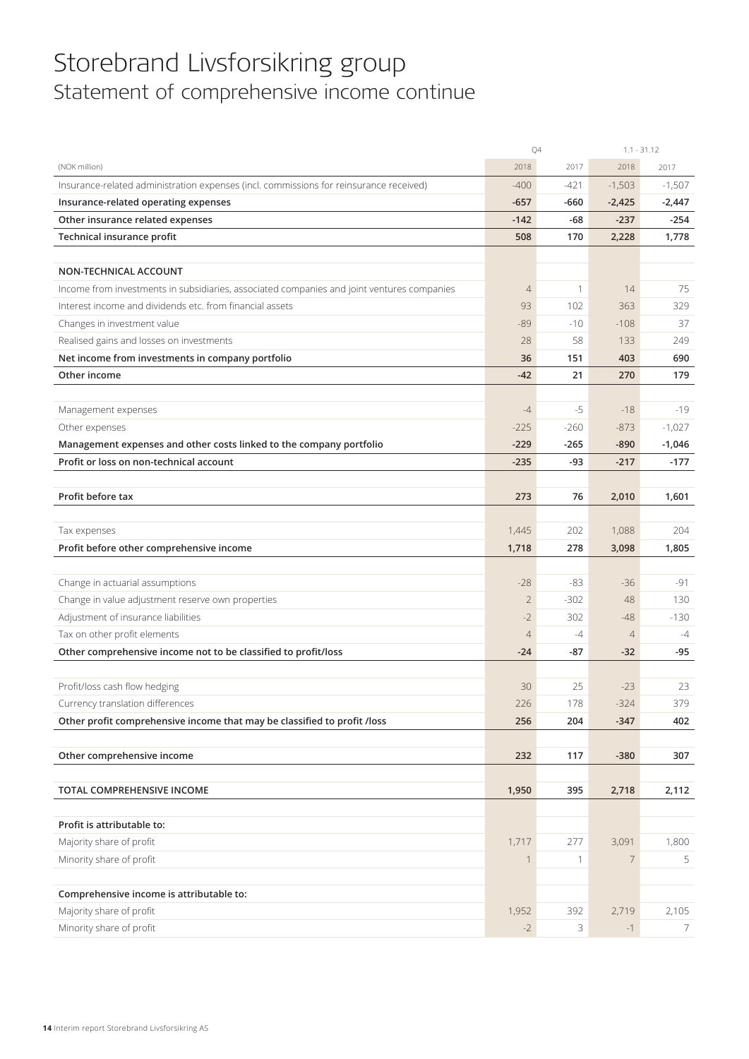# Storebrand Livsforsikring group

## Statement of comprehensive income continue

| (NOK million) | Q4 2018 | Q4 2017 | 1.1 - 31.12 2018 | 1.1 - 31.12 2017 |
|---|---|---|---|---|
| Insurance-related administration expenses (incl. commissions for reinsurance received) | -400 | -421 | -1,503 | -1,507 |
| **Insurance-related operating expenses** | **-657** | **-660** | **-2,425** | **-2,447** |
| **Other insurance related expenses** | **-142** | **-68** | **-237** | **-254** |
| **Technical insurance profit** | **508** | **170** | **2,228** | **1,778** |
| | | | | |
| **NON-TECHNICAL ACCOUNT** | | | | |
| Income from investments in subsidiaries, associated companies and joint ventures companies | 4 | 1 | 14 | 75 |
| Interest income and dividends etc. from financial assets | 93 | 102 | 363 | 329 |
| Changes in investment value | -89 | -10 | -108 | 37 |
| Realised gains and losses on investments | 28 | 58 | 133 | 249 |
| **Net income from investments in company portfolio** | **36** | **151** | **403** | **690** |
| **Other income** | **-42** | **21** | **270** | **179** |
| | | | | |
| Management expenses | -4 | -5 | -18 | -19 |
| Other expenses | -225 | -260 | -873 | -1,027 |
| **Management expenses and other costs linked to the company portfolio** | **-229** | **-265** | **-890** | **-1,046** |
| **Profit or loss on non-technical account** | **-235** | **-93** | **-217** | **-177** |
| | | | | |
| **Profit before tax** | **273** | **76** | **2,010** | **1,601** |
| | | | | |
| Tax expenses | 1,445 | 202 | 1,088 | 204 |
| **Profit before other comprehensive income** | **1,718** | **278** | **3,098** | **1,805** |
| | | | | |
| Change in actuarial assumptions | -28 | -83 | -36 | -91 |
| Change in value adjustment reserve own properties | 2 | -302 | 48 | 130 |
| Adjustment of insurance liabilities | -2 | 302 | -48 | -130 |
| Tax on other profit elements | 4 | -4 | 4 | -4 |
| **Other comprehensive income not to be classified to profit/loss** | **-24** | **-87** | **-32** | **-95** |
| | | | | |
| Profit/loss cash flow hedging | 30 | 25 | -23 | 23 |
| Currency translation differences | 226 | 178 | -324 | 379 |
| **Other profit comprehensive income that may be classified to profit /loss** | **256** | **204** | **-347** | **402** |
| | | | | |
| **Other comprehensive income** | **232** | **117** | **-380** | **307** |
| | | | | |
| **TOTAL COMPREHENSIVE INCOME** | **1,950** | **395** | **2,718** | **2,112** |
| | | | | |
| **Profit is attributable to:** | | | | |
| Majority share of profit | 1,717 | 277 | 3,091 | 1,800 |
| Minority share of profit | 1 | 1 | 7 | 5 |
| | | | | |
| **Comprehensive income is attributable to:** | | | | |
| Majority share of profit | 1,952 | 392 | 2,719 | 2,105 |
| Minority share of profit | -2 | 3 | -1 | 7 |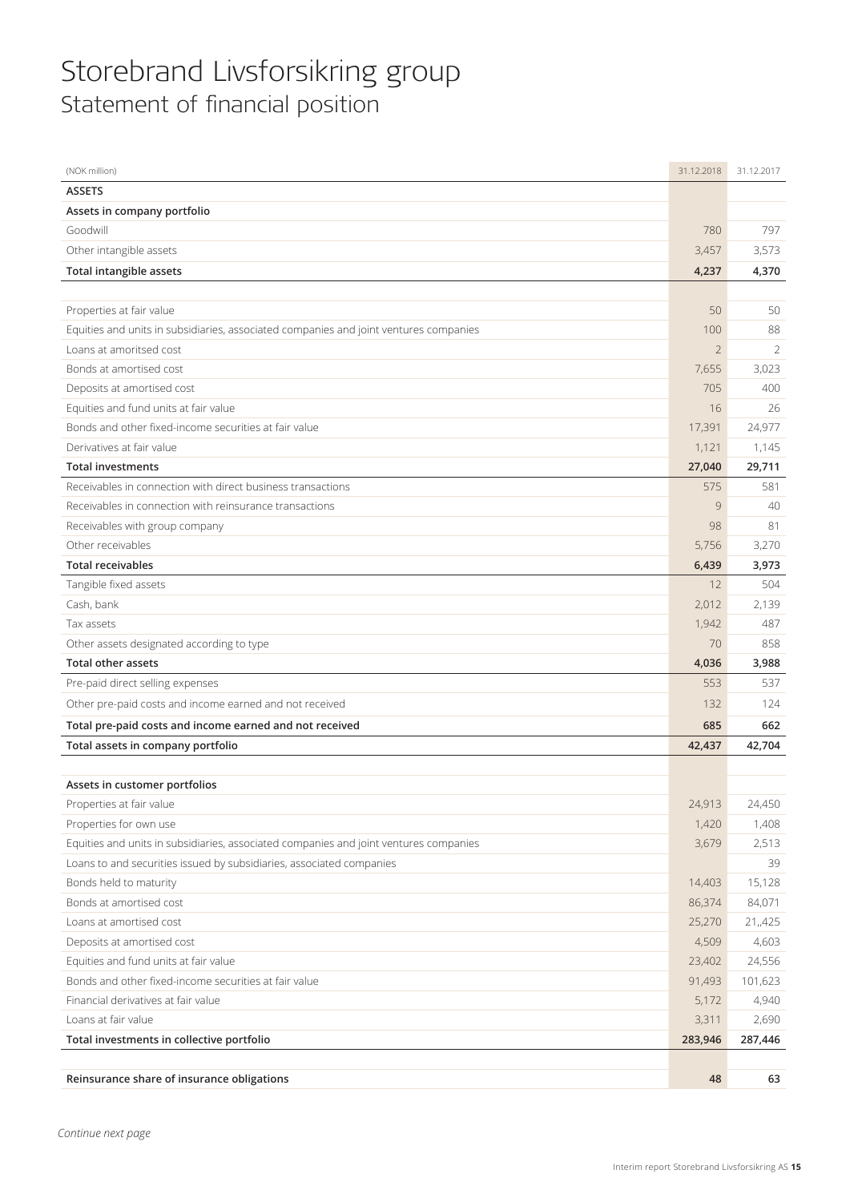# Storebrand Livsforsikring group

## Statement of financial position

| (NOK million) | 31.12.2018 | 31.12.2017 |
|---|---|---|
| **ASSETS** | | |
| **Assets in company portfolio** | | |
| Goodwill | 780 | 797 |
| Other intangible assets | 3,457 | 3,573 |
| **Total intangible assets** | **4,237** | **4,370** |
| | | |
| Properties at fair value | 50 | 50 |
| Equities and units in subsidiaries, associated companies and joint ventures companies | 100 | 88 |
| Loans at amoritsed cost | 2 | 2 |
| Bonds at amortised cost | 7,655 | 3,023 |
| Deposits at amortised cost | 705 | 400 |
| Equities and fund units at fair value | 16 | 26 |
| Bonds and other fixed-income securities at fair value | 17,391 | 24,977 |
| Derivatives at fair value | 1,121 | 1,145 |
| **Total investments** | **27,040** | **29,711** |
| Receivables in connection with direct business transactions | 575 | 581 |
| Receivables in connection with reinsurance transactions | 9 | 40 |
| Receivables with group company | 98 | 81 |
| Other receivables | 5,756 | 3,270 |
| **Total receivables** | **6,439** | **3,973** |
| Tangible fixed assets | 12 | 504 |
| Cash, bank | 2,012 | 2,139 |
| Tax assets | 1,942 | 487 |
| Other assets designated according to type | 70 | 858 |
| **Total other assets** | **4,036** | **3,988** |
| Pre-paid direct selling expenses | 553 | 537 |
| Other pre-paid costs and income earned and not received | 132 | 124 |
| **Total pre-paid costs and income earned and not received** | **685** | **662** |
| **Total assets in company portfolio** | **42,437** | **42,704** |
| | | |
| **Assets in customer portfolios** | | |
| Properties at fair value | 24,913 | 24,450 |
| Properties for own use | 1,420 | 1,408 |
| Equities and units in subsidiaries, associated companies and joint ventures companies | 3,679 | 2,513 |
| Loans to and securities issued by subsidiaries, associated companies | | 39 |
| Bonds held to maturity | 14,403 | 15,128 |
| Bonds at amortised cost | 86,374 | 84,071 |
| Loans at amortised cost | 25,270 | 21,,425 |
| Deposits at amortised cost | 4,509 | 4,603 |
| Equities and fund units at fair value | 23,402 | 24,556 |
| Bonds and other fixed-income securities at fair value | 91,493 | 101,623 |
| Financial derivatives at fair value | 5,172 | 4,940 |
| Loans at fair value | 3,311 | 2,690 |
| **Total investments in collective portfolio** | **283,946** | **287,446** |
| | | |
| **Reinsurance share of insurance obligations** | **48** | **63** |

*Continue next page*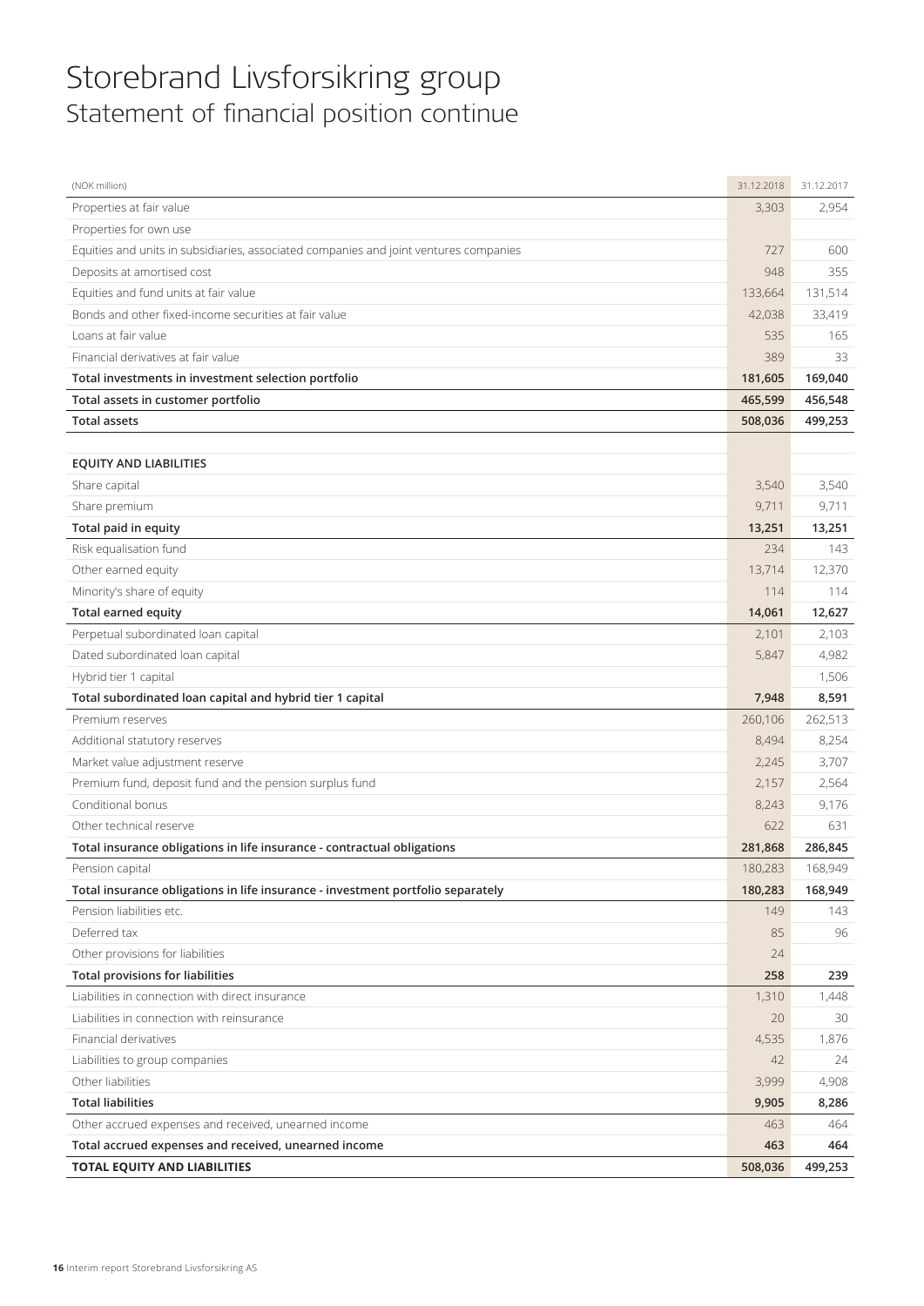# Storebrand Livsforsikring group
## Statement of financial position continue

| (NOK million) | 31.12.2018 | 31.12.2017 |
|---|---|---|
| Properties at fair value | 3,303 | 2,954 |
| Properties for own use | | |
| Equities and units in subsidiaries, associated companies and joint ventures companies | 727 | 600 |
| Deposits at amortised cost | 948 | 355 |
| Equities and fund units at fair value | 133,664 | 131,514 |
| Bonds and other fixed-income securities at fair value | 42,038 | 33,419 |
| Loans at fair value | 535 | 165 |
| Financial derivatives at fair value | 389 | 33 |
| **Total investments in investment selection portfolio** | **181,605** | **169,040** |
| **Total assets in customer portfolio** | **465,599** | **456,548** |
| **Total assets** | **508,036** | **499,253** |
| | | |
| **EQUITY AND LIABILITIES** | | |
| Share capital | 3,540 | 3,540 |
| Share premium | 9,711 | 9,711 |
| **Total paid in equity** | **13,251** | **13,251** |
| Risk equalisation fund | 234 | 143 |
| Other earned equity | 13,714 | 12,370 |
| Minority's share of equity | 114 | 114 |
| **Total earned equity** | **14,061** | **12,627** |
| Perpetual subordinated loan capital | 2,101 | 2,103 |
| Dated subordinated loan capital | 5,847 | 4,982 |
| Hybrid tier 1 capital | | 1,506 |
| **Total subordinated loan capital and hybrid tier 1 capital** | **7,948** | **8,591** |
| Premium reserves | 260,106 | 262,513 |
| Additional statutory reserves | 8,494 | 8,254 |
| Market value adjustment reserve | 2,245 | 3,707 |
| Premium fund, deposit fund and the pension surplus fund | 2,157 | 2,564 |
| Conditional bonus | 8,243 | 9,176 |
| Other technical reserve | 622 | 631 |
| **Total insurance obligations in life insurance - contractual obligations** | **281,868** | **286,845** |
| Pension capital | 180,283 | 168,949 |
| **Total insurance obligations in life insurance - investment portfolio separately** | **180,283** | **168,949** |
| Pension liabilities etc. | 149 | 143 |
| Deferred tax | 85 | 96 |
| Other provisions for liabilities | 24 | |
| **Total provisions for liabilities** | **258** | **239** |
| Liabilities in connection with direct insurance | 1,310 | 1,448 |
| Liabilities in connection with reinsurance | 20 | 30 |
| Financial derivatives | 4,535 | 1,876 |
| Liabilities to group companies | 42 | 24 |
| Other liabilities | 3,999 | 4,908 |
| **Total liabilities** | **9,905** | **8,286** |
| Other accrued expenses and received, unearned income | 463 | 464 |
| **Total accrued expenses and received, unearned income** | **463** | **464** |
| **TOTAL EQUITY AND LIABILITIES** | **508,036** | **499,253** |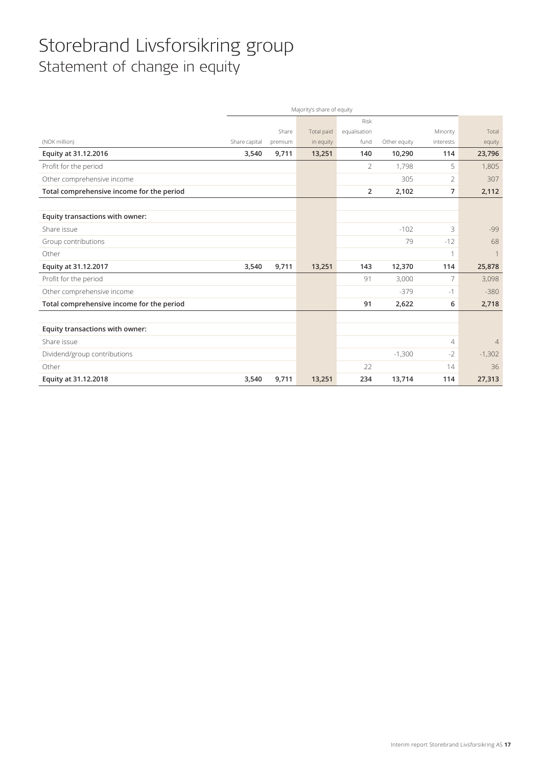# Storebrand Livsforsikring group

## Statement of change in equity

| | Majority's share of equity | | | | | | |
|---|---|---|---|---|---|---|---|
| (NOK million) | Share capital | Share premium | Total paid in equity | Risk equalisation fund | Other equity | Minority interests | Total equity |
| **Equity at 31.12.2016** | **3,540** | **9,711** | **13,251** | **140** | **10,290** | **114** | **23,796** |
| Profit for the period | | | | 2 | 1,798 | 5 | 1,805 |
| Other comprehensive income | | | | | 305 | 2 | 307 |
| **Total comprehensive income for the period** | | | | **2** | **2,102** | **7** | **2,112** |
| | | | | | | | |
| **Equity transactions with owner:** | | | | | | | |
| Share issue | | | | | -102 | 3 | -99 |
| Group contributions | | | | | 79 | -12 | 68 |
| Other | | | | | | 1 | 1 |
| **Equity at 31.12.2017** | **3,540** | **9,711** | **13,251** | **143** | **12,370** | **114** | **25,878** |
| Profit for the period | | | | 91 | 3,000 | 7 | 3,098 |
| Other comprehensive income | | | | | -379 | -1 | -380 |
| **Total comprehensive income for the period** | | | | **91** | **2,622** | **6** | **2,718** |
| | | | | | | | |
| **Equity transactions with owner:** | | | | | | | |
| Share issue | | | | | | 4 | 4 |
| Dividend/group contributions | | | | | -1,300 | -2 | -1,302 |
| Other | | | | 22 | | 14 | 36 |
| **Equity at 31.12.2018** | **3,540** | **9,711** | **13,251** | **234** | **13,714** | **114** | **27,313** |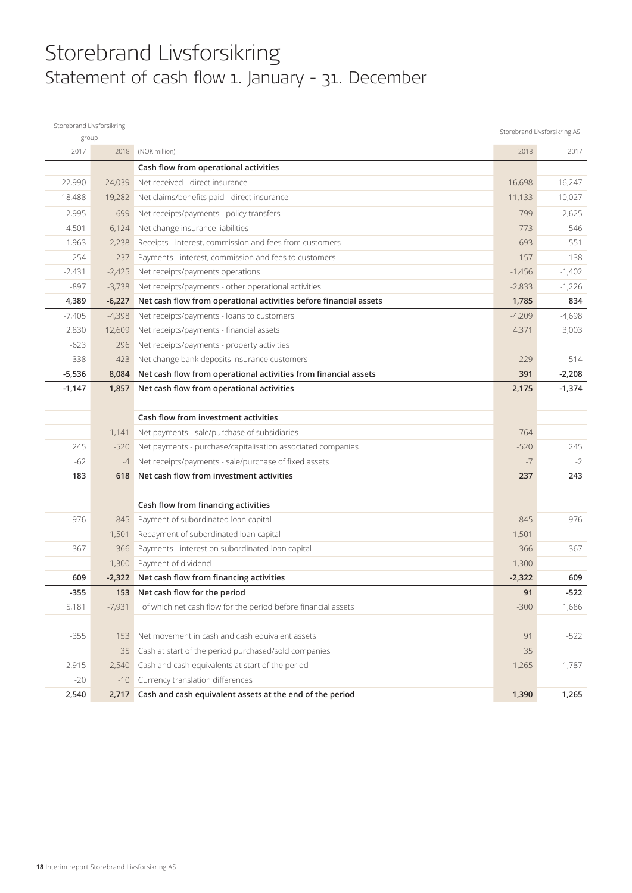# Storebrand Livsforsikring

## Statement of cash flow 1. January - 31. December

| Storebrand Livsforsikring group | | | Storebrand Livsforsikring AS | |
|---|---|---|---|---|
| 2017 | 2018 | (NOK million) | 2018 | 2017 |
| | | **Cash flow from operational activities** | | |
| 22,990 | 24,039 | Net received - direct insurance | 16,698 | 16,247 |
| -18,488 | -19,282 | Net claims/benefits paid - direct insurance | -11,133 | -10,027 |
| -2,995 | -699 | Net receipts/payments - policy transfers | -799 | -2,625 |
| 4,501 | -6,124 | Net change insurance liabilities | 773 | -546 |
| 1,963 | 2,238 | Receipts - interest, commission and fees from customers | 693 | 551 |
| -254 | -237 | Payments - interest, commission and fees to customers | -157 | -138 |
| -2,431 | -2,425 | Net receipts/payments operations | -1,456 | -1,402 |
| -897 | -3,738 | Net receipts/payments - other operational activities | -2,833 | -1,226 |
| **4,389** | **-6,227** | **Net cash flow from operational activities before financial assets** | **1,785** | **834** |
| -7,405 | -4,398 | Net receipts/payments - loans to customers | -4,209 | -4,698 |
| 2,830 | 12,609 | Net receipts/payments - financial assets | 4,371 | 3,003 |
| -623 | 296 | Net receipts/payments - property activities | | |
| -338 | -423 | Net change bank deposits insurance customers | 229 | -514 |
| **-5,536** | **8,084** | **Net cash flow from operational activities from financial assets** | **391** | **-2,208** |
| **-1,147** | **1,857** | **Net cash flow from operational activities** | **2,175** | **-1,374** |
| | | | | |
| | | **Cash flow from investment activities** | | |
| | 1,141 | Net payments - sale/purchase of subsidiaries | 764 | |
| 245 | -520 | Net payments - purchase/capitalisation associated companies | -520 | 245 |
| -62 | -4 | Net receipts/payments - sale/purchase of fixed assets | -7 | -2 |
| **183** | **618** | **Net cash flow from investment activities** | **237** | **243** |
| | | | | |
| | | **Cash flow from financing activities** | | |
| 976 | 845 | Payment of subordinated loan capital | 845 | 976 |
| | -1,501 | Repayment of subordinated loan capital | -1,501 | |
| -367 | -366 | Payments - interest on subordinated loan capital | -366 | -367 |
| | -1,300 | Payment of dividend | -1,300 | |
| **609** | **-2,322** | **Net cash flow from financing activities** | **-2,322** | **609** |
| **-355** | **153** | **Net cash flow for the period** | **91** | **-522** |
| 5,181 | -7,931 | of which net cash flow for the period before financial assets | -300 | 1,686 |
| | | | | |
| -355 | 153 | Net movement in cash and cash equivalent assets | 91 | -522 |
| | 35 | Cash at start of the period purchased/sold companies | 35 | |
| 2,915 | 2,540 | Cash and cash equivalents at start of the period | 1,265 | 1,787 |
| -20 | -10 | Currency translation differences | | |
| **2,540** | **2,717** | **Cash and cash equivalent assets at the end of the period** | **1,390** | **1,265** |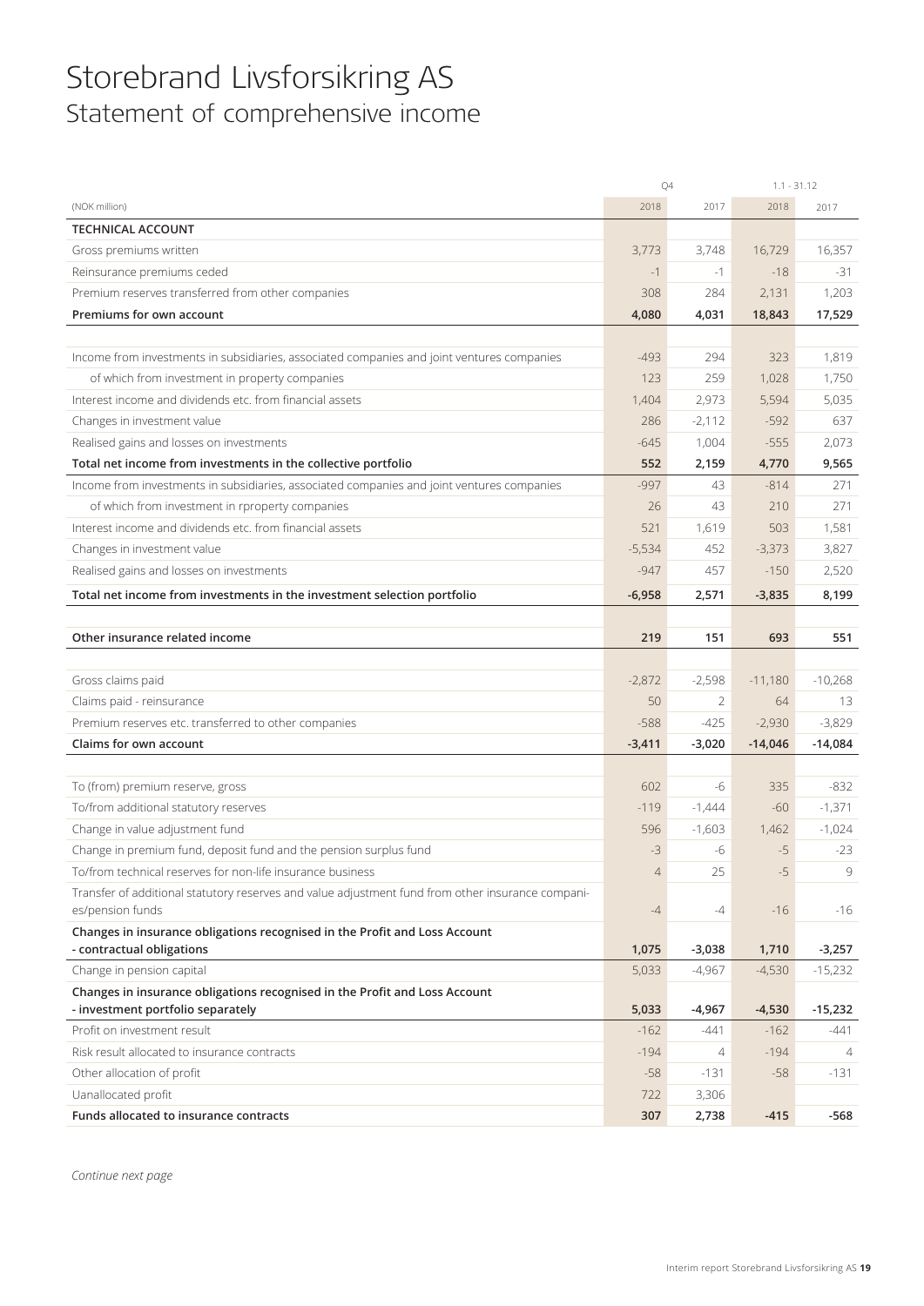# Storebrand Livsforsikring AS
## Statement of comprehensive income

| (NOK million) | Q4 2018 | Q4 2017 | 1.1 - 31.12 2018 | 1.1 - 31.12 2017 |
|---|---|---|---|---|
| **TECHNICAL ACCOUNT** | | | | |
| Gross premiums written | 3,773 | 3,748 | 16,729 | 16,357 |
| Reinsurance premiums ceded | -1 | -1 | -18 | -31 |
| Premium reserves transferred from other companies | 308 | 284 | 2,131 | 1,203 |
| **Premiums for own account** | **4,080** | **4,031** | **18,843** | **17,529** |
| | | | | |
| Income from investments in subsidiaries, associated companies and joint ventures companies | -493 | 294 | 323 | 1,819 |
| of which from investment in property companies | 123 | 259 | 1,028 | 1,750 |
| Interest income and dividends etc. from financial assets | 1,404 | 2,973 | 5,594 | 5,035 |
| Changes in investment value | 286 | -2,112 | -592 | 637 |
| Realised gains and losses on investments | -645 | 1,004 | -555 | 2,073 |
| **Total net income from investments in the collective portfolio** | **552** | **2,159** | **4,770** | **9,565** |
| Income from investments in subsidiaries, associated companies and joint ventures companies | -997 | 43 | -814 | 271 |
| of which from investment in rproperty companies | 26 | 43 | 210 | 271 |
| Interest income and dividends etc. from financial assets | 521 | 1,619 | 503 | 1,581 |
| Changes in investment value | -5,534 | 452 | -3,373 | 3,827 |
| Realised gains and losses on investments | -947 | 457 | -150 | 2,520 |
| **Total net income from investments in the investment selection portfolio** | **-6,958** | **2,571** | **-3,835** | **8,199** |
| | | | | |
| **Other insurance related income** | **219** | **151** | **693** | **551** |
| | | | | |
| Gross claims paid | -2,872 | -2,598 | -11,180 | -10,268 |
| Claims paid - reinsurance | 50 | 2 | 64 | 13 |
| Premium reserves etc. transferred to other companies | -588 | -425 | -2,930 | -3,829 |
| **Claims for own account** | **-3,411** | **-3,020** | **-14,046** | **-14,084** |
| | | | | |
| To (from) premium reserve, gross | 602 | -6 | 335 | -832 |
| To/from additional statutory reserves | -119 | -1,444 | -60 | -1,371 |
| Change in value adjustment fund | 596 | -1,603 | 1,462 | -1,024 |
| Change in premium fund, deposit fund and the pension surplus fund | -3 | -6 | -5 | -23 |
| To/from technical reserves for non-life insurance business | 4 | 25 | -5 | 9 |
| Transfer of additional statutory reserves and value adjustment fund from other insurance companies/pension funds | -4 | -4 | -16 | -16 |
| **Changes in insurance obligations recognised in the Profit and Loss Account - contractual obligations** | **1,075** | **-3,038** | **1,710** | **-3,257** |
| Change in pension capital | 5,033 | -4,967 | -4,530 | -15,232 |
| **Changes in insurance obligations recognised in the Profit and Loss Account - investment portfolio separately** | **5,033** | **-4,967** | **-4,530** | **-15,232** |
| Profit on investment result | -162 | -441 | -162 | -441 |
| Risk result allocated to insurance contracts | -194 | 4 | -194 | 4 |
| Other allocation of profit | -58 | -131 | -58 | -131 |
| Uanallocated profit | 722 | 3,306 | | |
| **Funds allocated to insurance contracts** | **307** | **2,738** | **-415** | **-568** |

*Continue next page*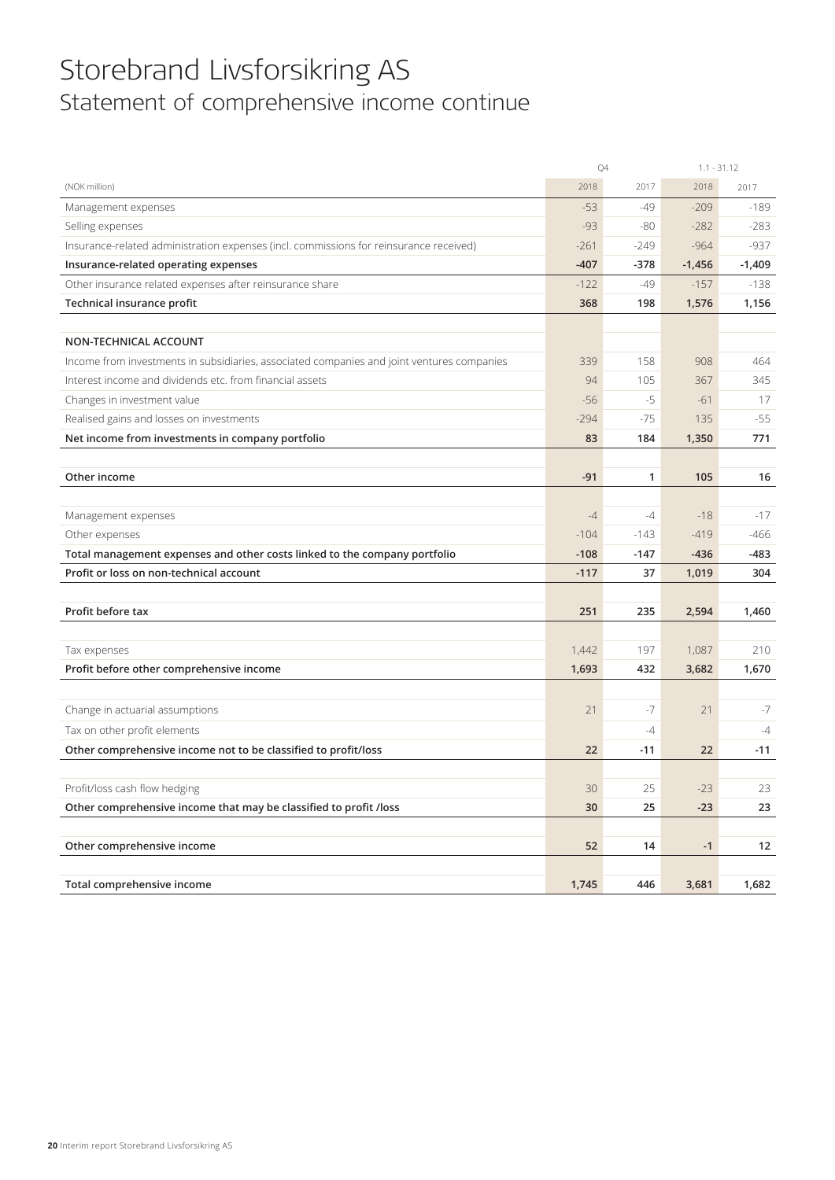# Storebrand Livsforsikring AS

## Statement of comprehensive income continue

| (NOK million) | Q4 2018 | Q4 2017 | 1.1 - 31.12 2018 | 1.1 - 31.12 2017 |
|---|---|---|---|---|
| Management expenses | -53 | -49 | -209 | -189 |
| Selling expenses | -93 | -80 | -282 | -283 |
| Insurance-related administration expenses (incl. commissions for reinsurance received) | -261 | -249 | -964 | -937 |
| **Insurance-related operating expenses** | **-407** | **-378** | **-1,456** | **-1,409** |
| Other insurance related expenses after reinsurance share | -122 | -49 | -157 | -138 |
| **Technical insurance profit** | **368** | **198** | **1,576** | **1,156** |
| | | | | |
| **NON-TECHNICAL ACCOUNT** | | | | |
| Income from investments in subsidiaries, associated companies and joint ventures companies | 339 | 158 | 908 | 464 |
| Interest income and dividends etc. from financial assets | 94 | 105 | 367 | 345 |
| Changes in investment value | -56 | -5 | -61 | 17 |
| Realised gains and losses on investments | -294 | -75 | 135 | -55 |
| **Net income from investments in company portfolio** | **83** | **184** | **1,350** | **771** |
| | | | | |
| **Other income** | **-91** | **1** | **105** | **16** |
| | | | | |
| Management expenses | -4 | -4 | -18 | -17 |
| Other expenses | -104 | -143 | -419 | -466 |
| **Total management expenses and other costs linked to the company portfolio** | **-108** | **-147** | **-436** | **-483** |
| **Profit or loss on non-technical account** | **-117** | **37** | **1,019** | **304** |
| | | | | |
| **Profit before tax** | **251** | **235** | **2,594** | **1,460** |
| | | | | |
| Tax expenses | 1,442 | 197 | 1,087 | 210 |
| **Profit before other comprehensive income** | **1,693** | **432** | **3,682** | **1,670** |
| | | | | |
| Change in actuarial assumptions | 21 | -7 | 21 | -7 |
| Tax on other profit elements | | -4 | | -4 |
| **Other comprehensive income not to be classified to profit/loss** | **22** | **-11** | **22** | **-11** |
| | | | | |
| Profit/loss cash flow hedging | 30 | 25 | -23 | 23 |
| **Other comprehensive income that may be classified to profit /loss** | **30** | **25** | **-23** | **23** |
| | | | | |
| **Other comprehensive income** | **52** | **14** | **-1** | **12** |
| | | | | |
| **Total comprehensive income** | **1,745** | **446** | **3,681** | **1,682** |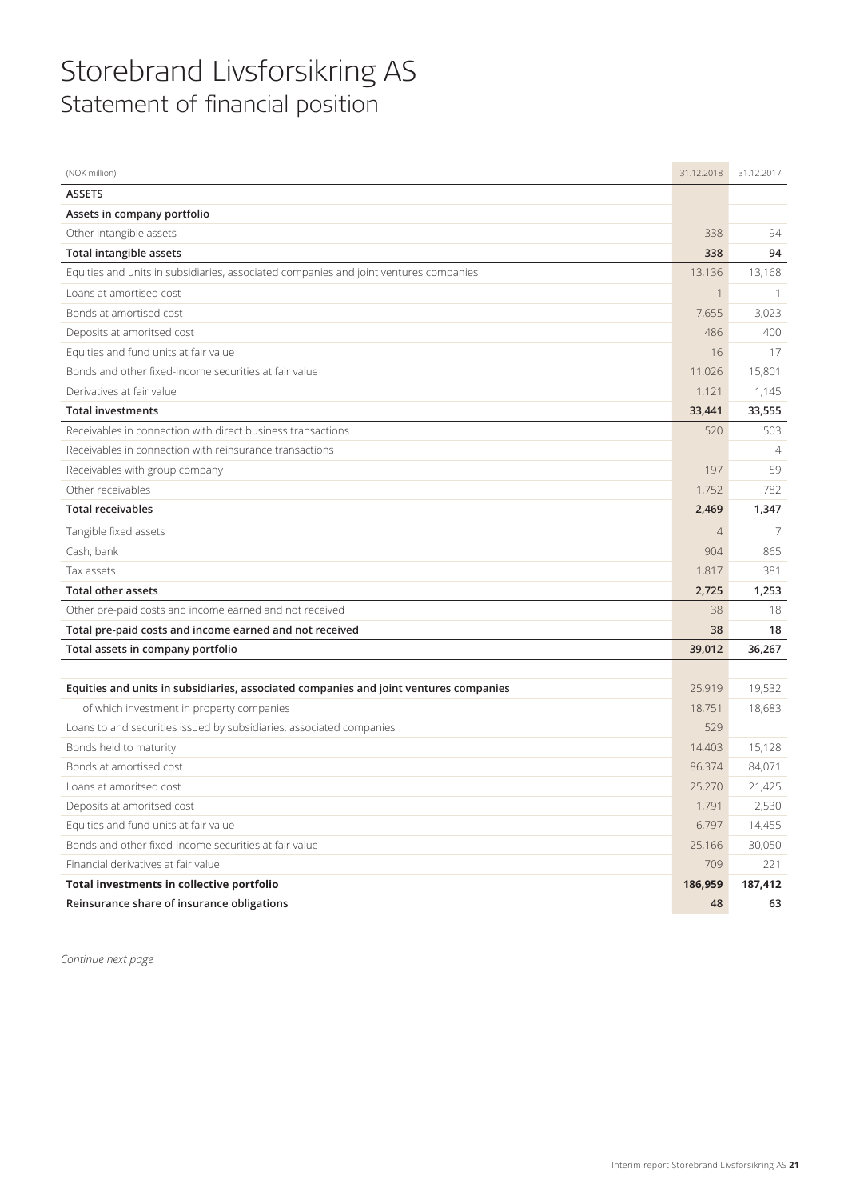# Storebrand Livsforsikring AS
## Statement of financial position

| (NOK million) | 31.12.2018 | 31.12.2017 |
|---|---|---|
| **ASSETS** | | |
| **Assets in company portfolio** | | |
| Other intangible assets | 338 | 94 |
| **Total intangible assets** | **338** | **94** |
| Equities and units in subsidiaries, associated companies and joint ventures companies | 13,136 | 13,168 |
| Loans at amortised cost | 1 | 1 |
| Bonds at amortised cost | 7,655 | 3,023 |
| Deposits at amoritsed cost | 486 | 400 |
| Equities and fund units at fair value | 16 | 17 |
| Bonds and other fixed-income securities at fair value | 11,026 | 15,801 |
| Derivatives at fair value | 1,121 | 1,145 |
| **Total investments** | **33,441** | **33,555** |
| Receivables in connection with direct business transactions | 520 | 503 |
| Receivables in connection with reinsurance transactions | | 4 |
| Receivables with group company | 197 | 59 |
| Other receivables | 1,752 | 782 |
| **Total receivables** | **2,469** | **1,347** |
| Tangible fixed assets | 4 | 7 |
| Cash, bank | 904 | 865 |
| Tax assets | 1,817 | 381 |
| **Total other assets** | **2,725** | **1,253** |
| Other pre-paid costs and income earned and not received | 38 | 18 |
| **Total pre-paid costs and income earned and not received** | **38** | **18** |
| **Total assets in company portfolio** | **39,012** | **36,267** |
| | | |
| **Equities and units in subsidiaries, associated companies and joint ventures companies** | 25,919 | 19,532 |
| of which investment in property companies | 18,751 | 18,683 |
| Loans to and securities issued by subsidiaries, associated companies | 529 | |
| Bonds held to maturity | 14,403 | 15,128 |
| Bonds at amortised cost | 86,374 | 84,071 |
| Loans at amoritsed cost | 25,270 | 21,425 |
| Deposits at amoritsed cost | 1,791 | 2,530 |
| Equities and fund units at fair value | 6,797 | 14,455 |
| Bonds and other fixed-income securities at fair value | 25,166 | 30,050 |
| Financial derivatives at fair value | 709 | 221 |
| **Total investments in collective portfolio** | **186,959** | **187,412** |
| **Reinsurance share of insurance obligations** | **48** | **63** |

*Continue next page*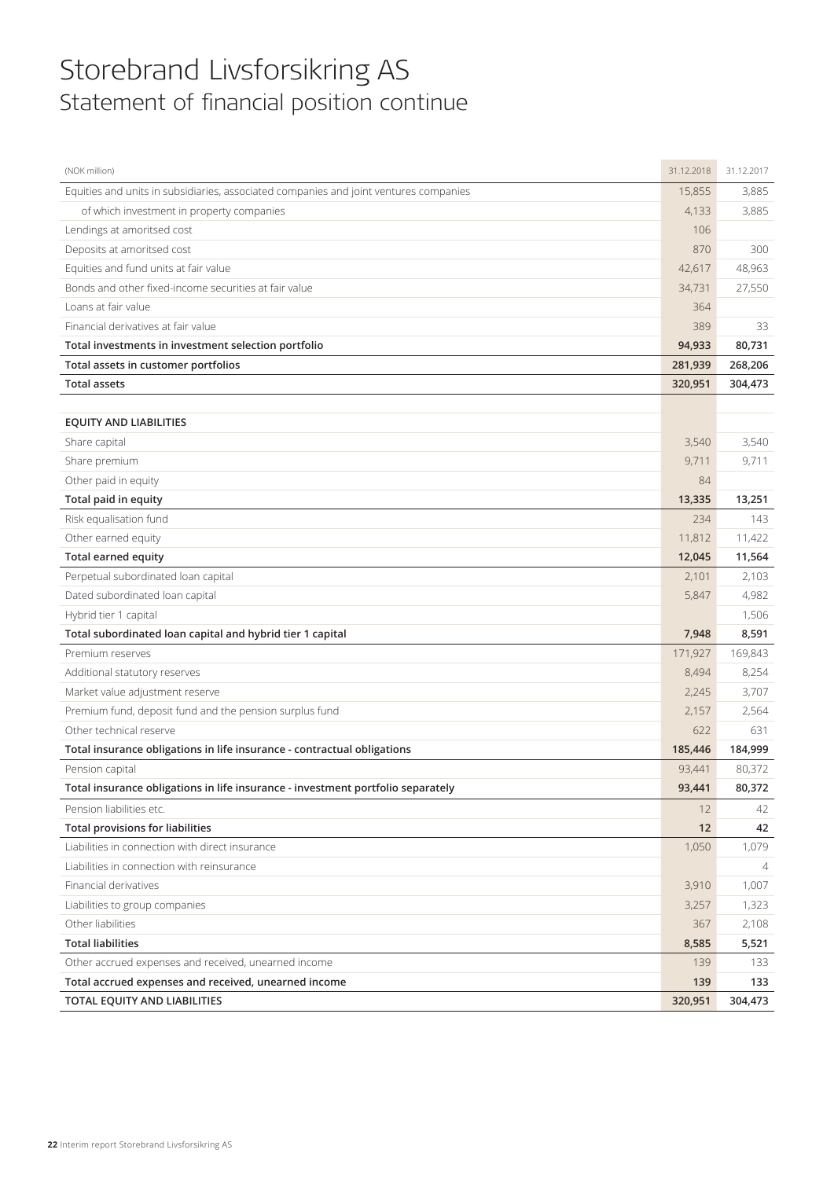# Storebrand Livsforsikring AS

## Statement of financial position continue

| (NOK million) | 31.12.2018 | 31.12.2017 |
|---|---|---|
| Equities and units in subsidiaries, associated companies and joint ventures companies | 15,855 | 3,885 |
| of which investment in property companies | 4,133 | 3,885 |
| Lendings at amoritsed cost | 106 | |
| Deposits at amoritsed cost | 870 | 300 |
| Equities and fund units at fair value | 42,617 | 48,963 |
| Bonds and other fixed-income securities at fair value | 34,731 | 27,550 |
| Loans at fair value | 364 | |
| Financial derivatives at fair value | 389 | 33 |
| **Total investments in investment selection portfolio** | **94,933** | **80,731** |
| **Total assets in customer portfolios** | **281,939** | **268,206** |
| **Total assets** | **320,951** | **304,473** |
| | | |
| **EQUITY AND LIABILITIES** | | |
| Share capital | 3,540 | 3,540 |
| Share premium | 9,711 | 9,711 |
| Other paid in equity | 84 | |
| **Total paid in equity** | **13,335** | **13,251** |
| Risk equalisation fund | 234 | 143 |
| Other earned equity | 11,812 | 11,422 |
| **Total earned equity** | **12,045** | **11,564** |
| Perpetual subordinated loan capital | 2,101 | 2,103 |
| Dated subordinated loan capital | 5,847 | 4,982 |
| Hybrid tier 1 capital | | 1,506 |
| **Total subordinated loan capital and hybrid tier 1 capital** | **7,948** | **8,591** |
| Premium reserves | 171,927 | 169,843 |
| Additional statutory reserves | 8,494 | 8,254 |
| Market value adjustment reserve | 2,245 | 3,707 |
| Premium fund, deposit fund and the pension surplus fund | 2,157 | 2,564 |
| Other technical reserve | 622 | 631 |
| **Total insurance obligations in life insurance - contractual obligations** | **185,446** | **184,999** |
| Pension capital | 93,441 | 80,372 |
| **Total insurance obligations in life insurance - investment portfolio separately** | **93,441** | **80,372** |
| Pension liabilities etc. | 12 | 42 |
| **Total provisions for liabilities** | **12** | **42** |
| Liabilities in connection with direct insurance | 1,050 | 1,079 |
| Liabilities in connection with reinsurance | | 4 |
| Financial derivatives | 3,910 | 1,007 |
| Liabilities to group companies | 3,257 | 1,323 |
| Other liabilities | 367 | 2,108 |
| **Total liabilities** | **8,585** | **5,521** |
| Other accrued expenses and received, unearned income | 139 | 133 |
| **Total accrued expenses and received, unearned income** | **139** | **133** |
| **TOTAL EQUITY AND LIABILITIES** | **320,951** | **304,473** |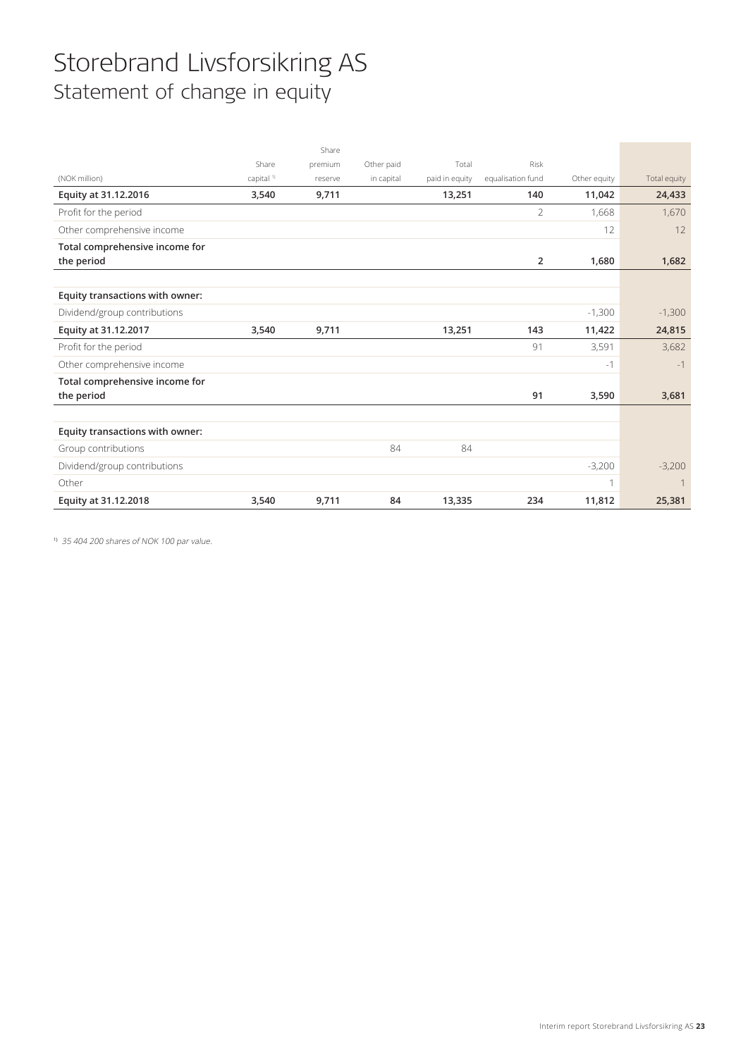# Storebrand Livsforsikring AS
## Statement of change in equity

| (NOK million) | Share capital [1] | Share premium reserve | Other paid in capital | Total paid in equity | Risk equalisation fund | Other equity | Total equity |
|---|---|---|---|---|---|---|---|
| **Equity at 31.12.2016** | **3,540** | **9,711** | | **13,251** | **140** | **11,042** | **24,433** |
| Profit for the period | | | | | 2 | 1,668 | 1,670 |
| Other comprehensive income | | | | | | 12 | 12 |
| **Total comprehensive income for the period** | | | | | **2** | **1,680** | **1,682** |
| | | | | | | | |
| **Equity transactions with owner:** | | | | | | | |
| Dividend/group contributions | | | | | | -1,300 | -1,300 |
| **Equity at 31.12.2017** | **3,540** | **9,711** | | **13,251** | **143** | **11,422** | **24,815** |
| Profit for the period | | | | | 91 | 3,591 | 3,682 |
| Other comprehensive income | | | | | | -1 | -1 |
| **Total comprehensive income for the period** | | | | | **91** | **3,590** | **3,681** |
| | | | | | | | |
| **Equity transactions with owner:** | | | | | | | |
| Group contributions | | | 84 | 84 | | | |
| Dividend/group contributions | | | | | | -3,200 | -3,200 |
| Other | | | | | | 1 | 1 |
| **Equity at 31.12.2018** | **3,540** | **9,711** | **84** | **13,335** | **234** | **11,812** | **25,381** |

[1] *35 404 200 shares of NOK 100 par value.*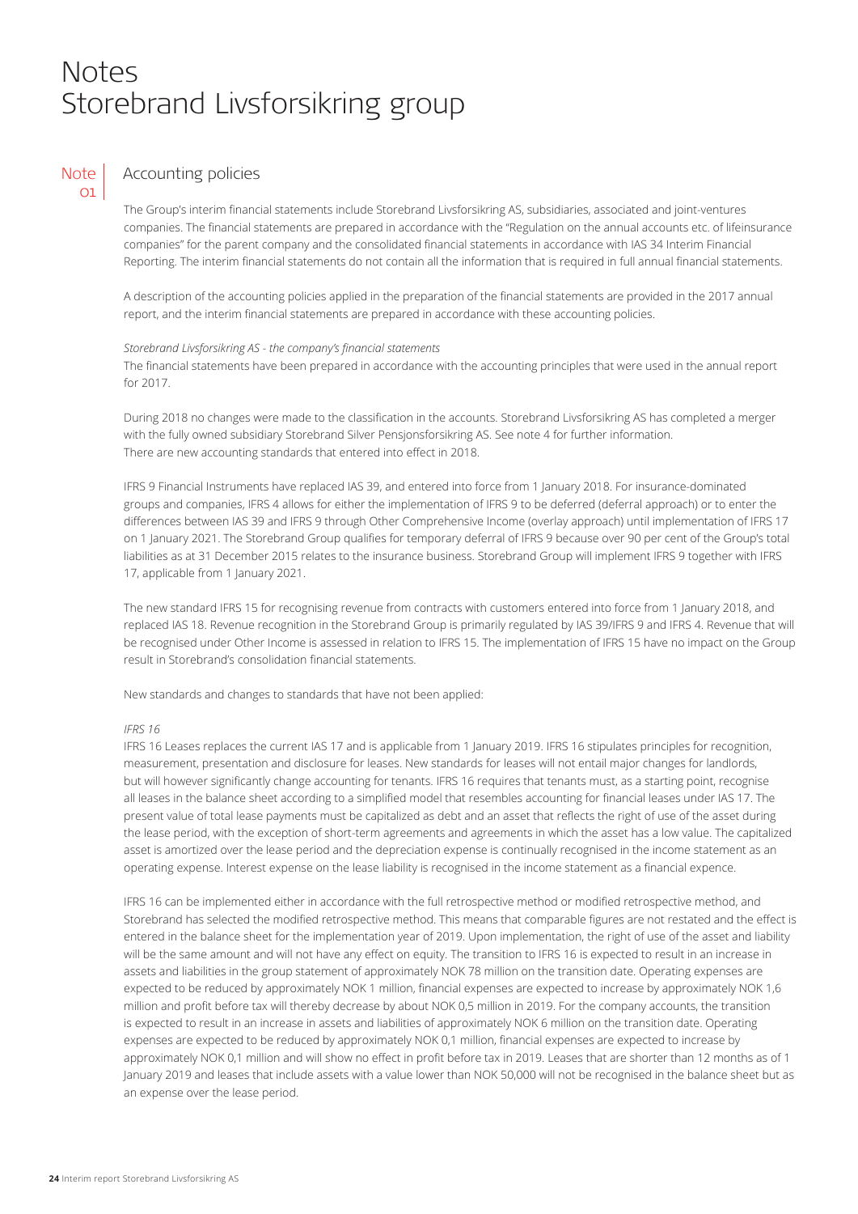# Notes
# Storebrand Livsforsikring group

## Note 01 Accounting policies

The Group's interim financial statements include Storebrand Livsforsikring AS, subsidiaries, associated and joint-ventures companies. The financial statements are prepared in accordance with the "Regulation on the annual accounts etc. of lifeinsurance companies" for the parent company and the consolidated financial statements in accordance with IAS 34 Interim Financial Reporting. The interim financial statements do not contain all the information that is required in full annual financial statements.

A description of the accounting policies applied in the preparation of the financial statements are provided in the 2017 annual report, and the interim financial statements are prepared in accordance with these accounting policies.

*Storebrand Livsforsikring AS - the company's financial statements*

The financial statements have been prepared in accordance with the accounting principles that were used in the annual report for 2017.

During 2018 no changes were made to the classification in the accounts. Storebrand Livsforsikring AS has completed a merger with the fully owned subsidiary Storebrand Silver Pensjonsforsikring AS. See note 4 for further information. There are new accounting standards that entered into effect in 2018.

IFRS 9 Financial Instruments have replaced IAS 39, and entered into force from 1 January 2018. For insurance-dominated groups and companies, IFRS 4 allows for either the implementation of IFRS 9 to be deferred (deferral approach) or to enter the differences between IAS 39 and IFRS 9 through Other Comprehensive Income (overlay approach) until implementation of IFRS 17 on 1 January 2021. The Storebrand Group qualifies for temporary deferral of IFRS 9 because over 90 per cent of the Group's total liabilities as at 31 December 2015 relates to the insurance business. Storebrand Group will implement IFRS 9 together with IFRS 17, applicable from 1 January 2021.

The new standard IFRS 15 for recognising revenue from contracts with customers entered into force from 1 January 2018, and replaced IAS 18. Revenue recognition in the Storebrand Group is primarily regulated by IAS 39/IFRS 9 and IFRS 4. Revenue that will be recognised under Other Income is assessed in relation to IFRS 15. The implementation of IFRS 15 have no impact on the Group result in Storebrand's consolidation financial statements.

New standards and changes to standards that have not been applied:

*IFRS 16*

IFRS 16 Leases replaces the current IAS 17 and is applicable from 1 January 2019. IFRS 16 stipulates principles for recognition, measurement, presentation and disclosure for leases. New standards for leases will not entail major changes for landlords, but will however significantly change accounting for tenants. IFRS 16 requires that tenants must, as a starting point, recognise all leases in the balance sheet according to a simplified model that resembles accounting for financial leases under IAS 17. The present value of total lease payments must be capitalized as debt and an asset that reflects the right of use of the asset during the lease period, with the exception of short-term agreements and agreements in which the asset has a low value. The capitalized asset is amortized over the lease period and the depreciation expense is continually recognised in the income statement as an operating expense. Interest expense on the lease liability is recognised in the income statement as a financial expence.

IFRS 16 can be implemented either in accordance with the full retrospective method or modified retrospective method, and Storebrand has selected the modified retrospective method. This means that comparable figures are not restated and the effect is entered in the balance sheet for the implementation year of 2019. Upon implementation, the right of use of the asset and liability will be the same amount and will not have any effect on equity. The transition to IFRS 16 is expected to result in an increase in assets and liabilities in the group statement of approximately NOK 78 million on the transition date. Operating expenses are expected to be reduced by approximately NOK 1 million, financial expenses are expected to increase by approximately NOK 1,6 million and profit before tax will thereby decrease by about NOK 0,5 million in 2019. For the company accounts, the transition is expected to result in an increase in assets and liabilities of approximately NOK 6 million on the transition date. Operating expenses are expected to be reduced by approximately NOK 0,1 million, financial expenses are expected to increase by approximately NOK 0,1 million and will show no effect in profit before tax in 2019. Leases that are shorter than 12 months as of 1 January 2019 and leases that include assets with a value lower than NOK 50,000 will not be recognised in the balance sheet but as an expense over the lease period.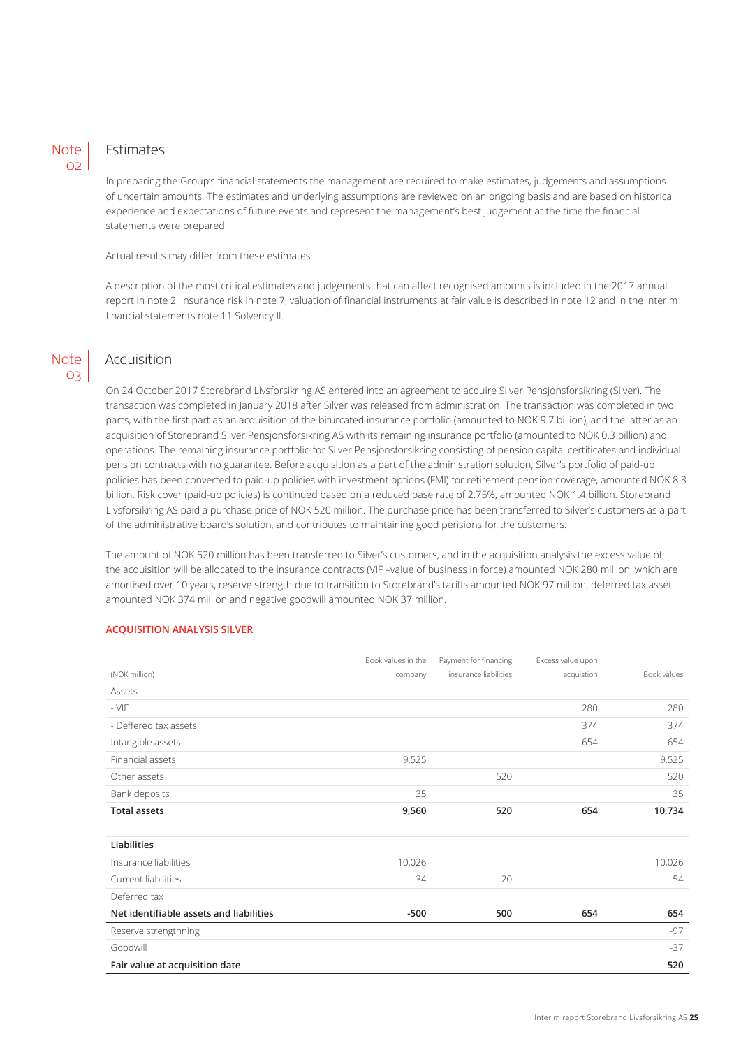## Note 02 Estimates

In preparing the Group's financial statements the management are required to make estimates, judgements and assumptions of uncertain amounts. The estimates and underlying assumptions are reviewed on an ongoing basis and are based on historical experience and expectations of future events and represent the management's best judgement at the time the financial statements were prepared.

Actual results may differ from these estimates.

A description of the most critical estimates and judgements that can affect recognised amounts is included in the 2017 annual report in note 2, insurance risk in note 7, valuation of financial instruments at fair value is described in note 12 and in the interim financial statements note 11 Solvency II.

## Note 03 Acquisition

On 24 October 2017 Storebrand Livsforsikring AS entered into an agreement to acquire Silver Pensjonsforsikring (Silver). The transaction was completed in January 2018 after Silver was released from administration. The transaction was completed in two parts, with the first part as an acquisition of the bifurcated insurance portfolio (amounted to NOK 9.7 billion), and the latter as an acquisition of Storebrand Silver Pensjonsforsikring AS with its remaining insurance portfolio (amounted to NOK 0.3 billion) and operations. The remaining insurance portfolio for Silver Pensjonsforsikring consisting of pension capital certificates and individual pension contracts with no guarantee. Before acquisition as a part of the administration solution, Silver's portfolio of paid-up policies has been converted to paid-up policies with investment options (FMI) for retirement pension coverage, amounted NOK 8.3 billion. Risk cover (paid-up policies) is continued based on a reduced base rate of 2.75%, amounted NOK 1.4 billion. Storebrand Livsforsikring AS paid a purchase price of NOK 520 million. The purchase price has been transferred to Silver's customers as a part of the administrative board's solution, and contributes to maintaining good pensions for the customers.

The amount of NOK 520 million has been transferred to Silver's customers, and in the acquisition analysis the excess value of the acquisition will be allocated to the insurance contracts (VIF –value of business in force) amounted NOK 280 million, which are amortised over 10 years, reserve strength due to transition to Storebrand's tariffs amounted NOK 97 million, deferred tax asset amounted NOK 374 million and negative goodwill amounted NOK 37 million.

**ACQUISITION ANALYSIS SILVER**

| (NOK million) | Book values in the company | Payment for financing insurance liabilities | Excess value upon acquistion | Book values |
|---|---|---|---|---|
| Assets | | | | |
| - VIF | | | 280 | 280 |
| - Deffered tax assets | | | 374 | 374 |
| Intangible assets | | | 654 | 654 |
| Financial assets | 9,525 | | | 9,525 |
| Other assets | | 520 | | 520 |
| Bank deposits | 35 | | | 35 |
| **Total assets** | **9,560** | **520** | **654** | **10,734** |
| | | | | |
| **Liabilities** | | | | |
| Insurance liabilities | 10,026 | | | 10,026 |
| Current liabilities | 34 | 20 | | 54 |
| Deferred tax | | | | |
| **Net identifiable assets and liabilities** | **-500** | **500** | **654** | **654** |
| Reserve strengthning | | | | -97 |
| Goodwill | | | | -37 |
| **Fair value at acquisition date** | | | | **520** |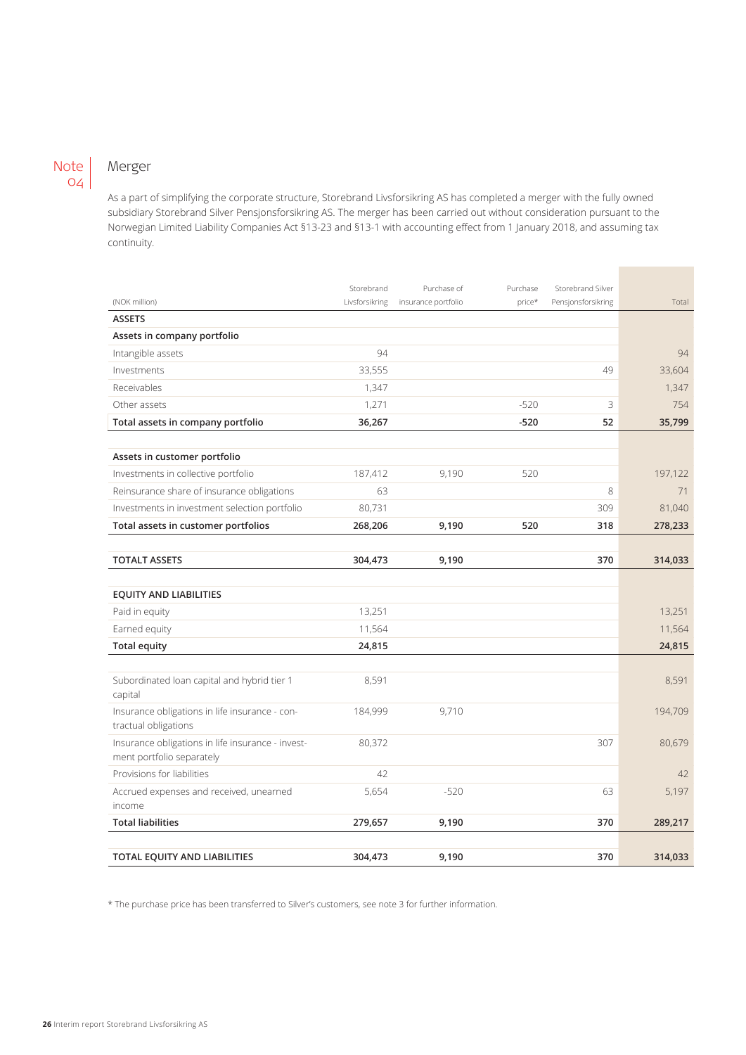## Note 04 Merger

As a part of simplifying the corporate structure, Storebrand Livsforsikring AS has completed a merger with the fully owned subsidiary Storebrand Silver Pensjonsforsikring AS. The merger has been carried out without consideration pursuant to the Norwegian Limited Liability Companies Act §13-23 and §13-1 with accounting effect from 1 January 2018, and assuming tax continuity.

| (NOK million) | Storebrand Livsforsikring | Purchase of insurance portfolio | Purchase price* | Storebrand Silver Pensjonsforsikring | Total |
|---|---|---|---|---|---|
| **ASSETS** | | | | | |
| **Assets in company portfolio** | | | | | |
| Intangible assets | 94 | | | | 94 |
| Investments | 33,555 | | | 49 | 33,604 |
| Receivables | 1,347 | | | | 1,347 |
| Other assets | 1,271 | | -520 | 3 | 754 |
| **Total assets in company portfolio** | **36,267** | | **-520** | **52** | **35,799** |
| | | | | | |
| **Assets in customer portfolio** | | | | | |
| Investments in collective portfolio | 187,412 | 9,190 | 520 | | 197,122 |
| Reinsurance share of insurance obligations | 63 | | | 8 | 71 |
| Investments in investment selection portfolio | 80,731 | | | 309 | 81,040 |
| **Total assets in customer portfolios** | **268,206** | **9,190** | **520** | **318** | **278,233** |
| | | | | | |
| **TOTALT ASSETS** | **304,473** | **9,190** | | **370** | **314,033** |
| | | | | | |
| **EQUITY AND LIABILITIES** | | | | | |
| Paid in equity | 13,251 | | | | 13,251 |
| Earned equity | 11,564 | | | | 11,564 |
| **Total equity** | **24,815** | | | | **24,815** |
| | | | | | |
| Subordinated loan capital and hybrid tier 1 capital | 8,591 | | | | 8,591 |
| Insurance obligations in life insurance - contractual obligations | 184,999 | 9,710 | | | 194,709 |
| Insurance obligations in life insurance - investment portfolio separately | 80,372 | | | 307 | 80,679 |
| Provisions for liabilities | 42 | | | | 42 |
| Accrued expenses and received, unearned income | 5,654 | -520 | | 63 | 5,197 |
| **Total liabilities** | **279,657** | **9,190** | | **370** | **289,217** |
| | | | | | |
| **TOTAL EQUITY AND LIABILITIES** | **304,473** | **9,190** | | **370** | **314,033** |

* The purchase price has been transferred to Silver's customers, see note 3 for further information.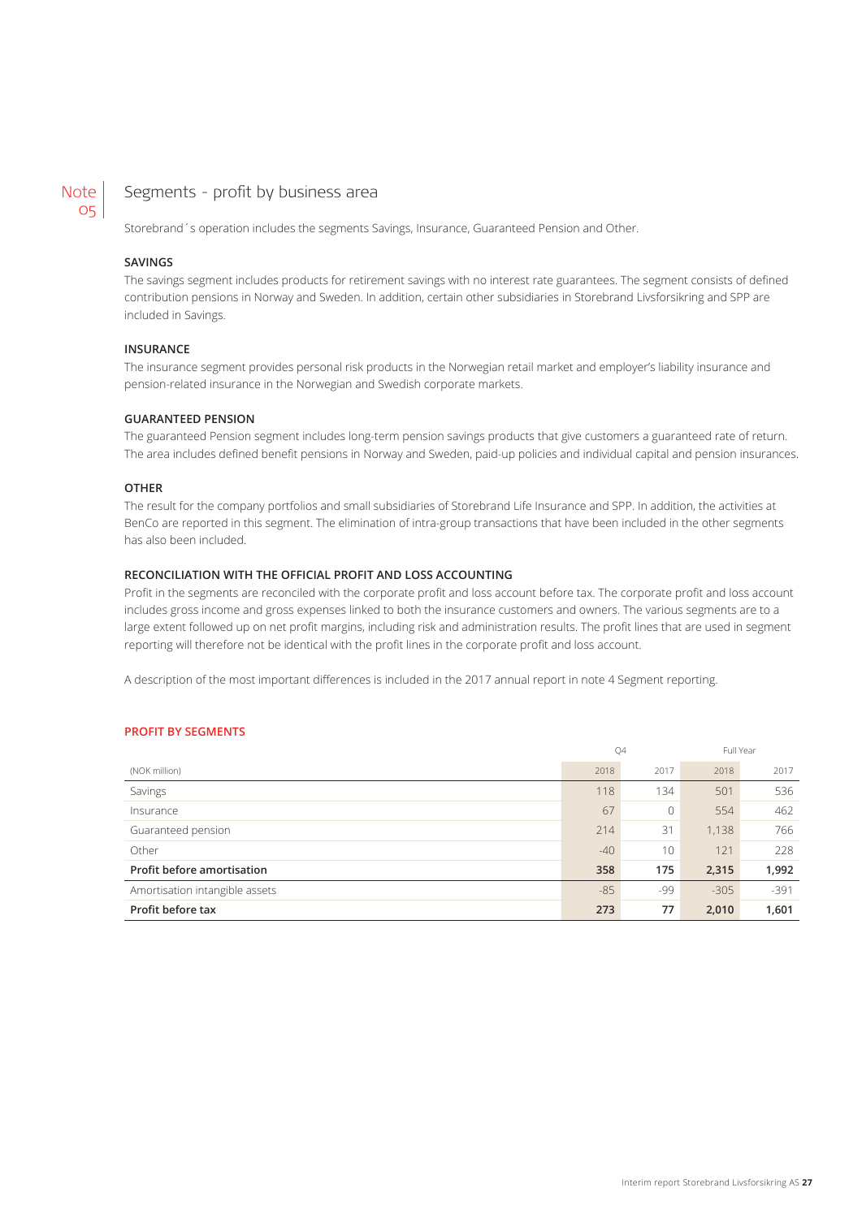# Note 05 Segments - profit by business area

Storebrand´s operation includes the segments Savings, Insurance, Guaranteed Pension and Other.

**SAVINGS**

The savings segment includes products for retirement savings with no interest rate guarantees. The segment consists of defined contribution pensions in Norway and Sweden. In addition, certain other subsidiaries in Storebrand Livsforsikring and SPP are included in Savings.

**INSURANCE**

The insurance segment provides personal risk products in the Norwegian retail market and employer's liability insurance and pension-related insurance in the Norwegian and Swedish corporate markets.

**GUARANTEED PENSION**

The guaranteed Pension segment includes long-term pension savings products that give customers a guaranteed rate of return. The area includes defined benefit pensions in Norway and Sweden, paid-up policies and individual capital and pension insurances.

**OTHER**

The result for the company portfolios and small subsidiaries of Storebrand Life Insurance and SPP. In addition, the activities at BenCo are reported in this segment. The elimination of intra-group transactions that have been included in the other segments has also been included.

**RECONCILIATION WITH THE OFFICIAL PROFIT AND LOSS ACCOUNTING**

Profit in the segments are reconciled with the corporate profit and loss account before tax. The corporate profit and loss account includes gross income and gross expenses linked to both the insurance customers and owners. The various segments are to a large extent followed up on net profit margins, including risk and administration results. The profit lines that are used in segment reporting will therefore not be identical with the profit lines in the corporate profit and loss account.

A description of the most important differences is included in the 2017 annual report in note 4 Segment reporting.

**PROFIT BY SEGMENTS**

| | Q4 | | Full Year | |
|---|---|---|---|---|
| (NOK million) | 2018 | 2017 | 2018 | 2017 |
| Savings | 118 | 134 | 501 | 536 |
| Insurance | 67 | 0 | 554 | 462 |
| Guaranteed pension | 214 | 31 | 1,138 | 766 |
| Other | -40 | 10 | 121 | 228 |
| **Profit before amortisation** | **358** | **175** | **2,315** | **1,992** |
| Amortisation intangible assets | -85 | -99 | -305 | -391 |
| **Profit before tax** | **273** | **77** | **2,010** | **1,601** |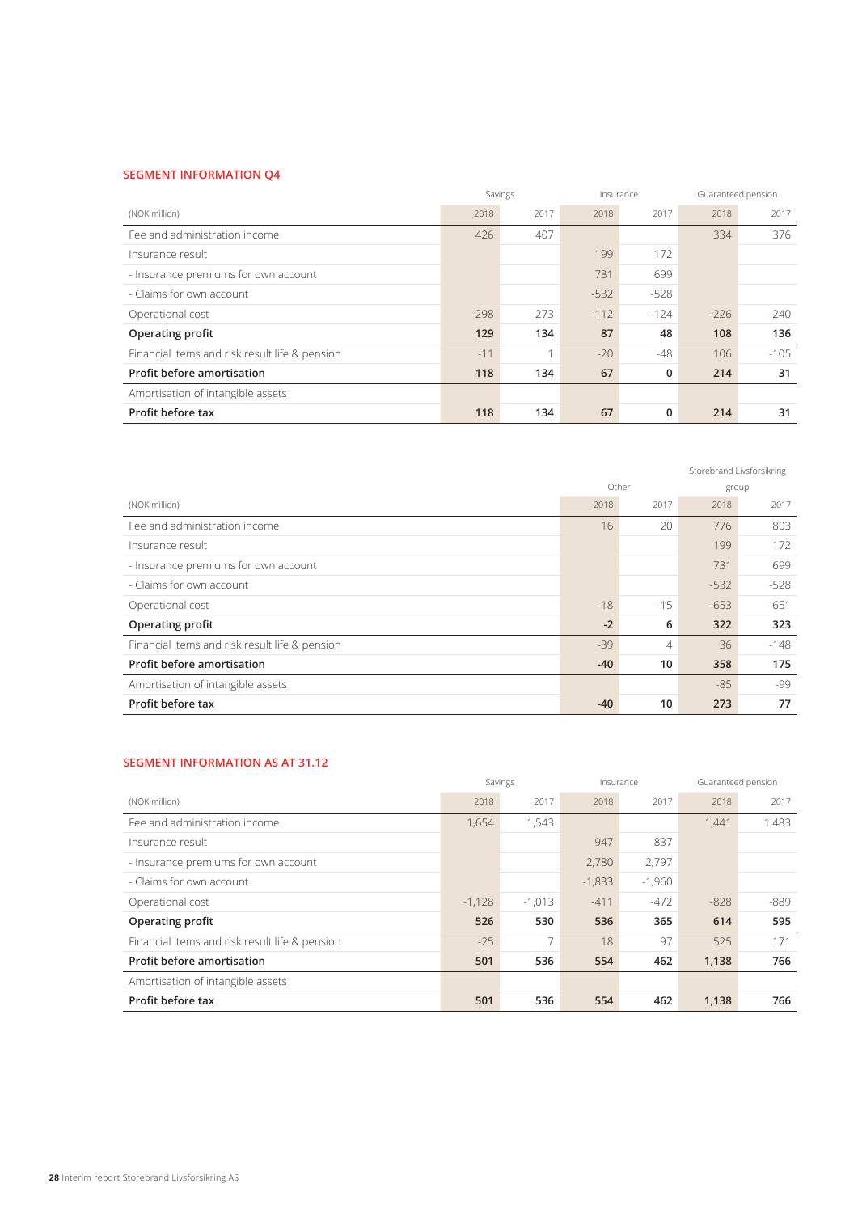## SEGMENT INFORMATION Q4

| | Savings | | Insurance | | Guaranteed pension | |
|---|---|---|---|---|---|---|
| (NOK million) | 2018 | 2017 | 2018 | 2017 | 2018 | 2017 |
| Fee and administration income | 426 | 407 | | | 334 | 376 |
| Insurance result | | | 199 | 172 | | |
| - Insurance premiums for own account | | | 731 | 699 | | |
| - Claims for own account | | | -532 | -528 | | |
| Operational cost | -298 | -273 | -112 | -124 | -226 | -240 |
| **Operating profit** | **129** | **134** | **87** | **48** | **108** | **136** |
| Financial items and risk result life & pension | -11 | 1 | -20 | -48 | 106 | -105 |
| **Profit before amortisation** | **118** | **134** | **67** | **0** | **214** | **31** |
| Amortisation of intangible assets | | | | | | |
| **Profit before tax** | **118** | **134** | **67** | **0** | **214** | **31** |

| | Other | | Storebrand Livsforsikring group | |
|---|---|---|---|---|
| (NOK million) | 2018 | 2017 | 2018 | 2017 |
| Fee and administration income | 16 | 20 | 776 | 803 |
| Insurance result | | | 199 | 172 |
| - Insurance premiums for own account | | | 731 | 699 |
| - Claims for own account | | | -532 | -528 |
| Operational cost | -18 | -15 | -653 | -651 |
| **Operating profit** | **-2** | **6** | **322** | **323** |
| Financial items and risk result life & pension | -39 | 4 | 36 | -148 |
| **Profit before amortisation** | **-40** | **10** | **358** | **175** |
| Amortisation of intangible assets | | | -85 | -99 |
| **Profit before tax** | **-40** | **10** | **273** | **77** |

## SEGMENT INFORMATION AS AT 31.12

| | Savings | | Insurance | | Guaranteed pension | |
|---|---|---|---|---|---|---|
| (NOK million) | 2018 | 2017 | 2018 | 2017 | 2018 | 2017 |
| Fee and administration income | 1,654 | 1,543 | | | 1,441 | 1,483 |
| Insurance result | | | 947 | 837 | | |
| - Insurance premiums for own account | | | 2,780 | 2,797 | | |
| - Claims for own account | | | -1,833 | -1,960 | | |
| Operational cost | -1,128 | -1,013 | -411 | -472 | -828 | -889 |
| **Operating profit** | **526** | **530** | **536** | **365** | **614** | **595** |
| Financial items and risk result life & pension | -25 | 7 | 18 | 97 | 525 | 171 |
| **Profit before amortisation** | **501** | **536** | **554** | **462** | **1,138** | **766** |
| Amortisation of intangible assets | | | | | | |
| **Profit before tax** | **501** | **536** | **554** | **462** | **1,138** | **766** |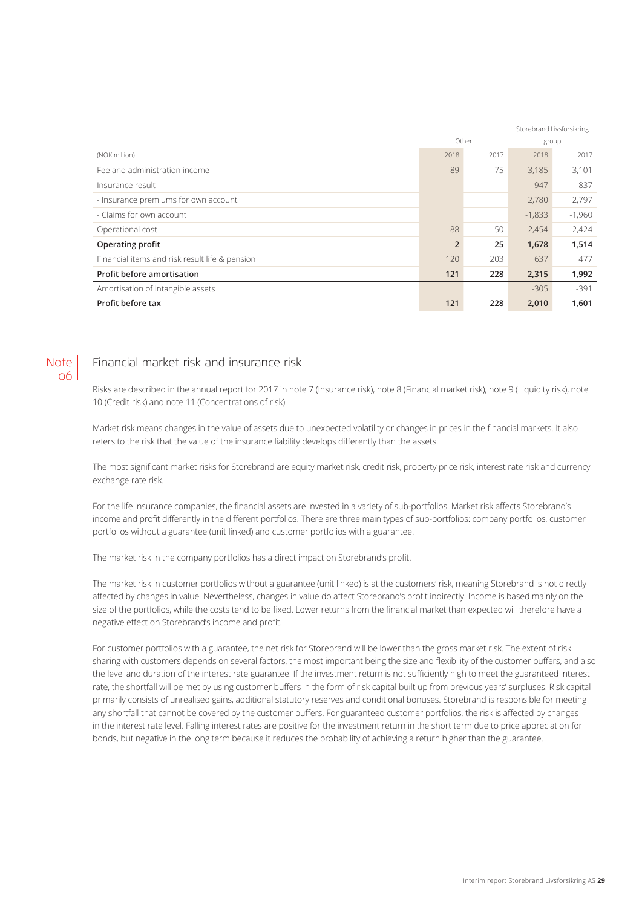| (NOK million) | Other | | Storebrand Livsforsikring group | |
|---|---|---|---|---|
| | 2018 | 2017 | 2018 | 2017 |
| Fee and administration income | 89 | 75 | 3,185 | 3,101 |
| Insurance result | | | 947 | 837 |
| - Insurance premiums for own account | | | 2,780 | 2,797 |
| - Claims for own account | | | -1,833 | -1,960 |
| Operational cost | -88 | -50 | -2,454 | -2,424 |
| **Operating profit** | **2** | **25** | **1,678** | **1,514** |
| Financial items and risk result life & pension | 120 | 203 | 637 | 477 |
| **Profit before amortisation** | **121** | **228** | **2,315** | **1,992** |
| Amortisation of intangible assets | | | -305 | -391 |
| **Profit before tax** | **121** | **228** | **2,010** | **1,601** |

## Note 06 Financial market risk and insurance risk

Risks are described in the annual report for 2017 in note 7 (Insurance risk), note 8 (Financial market risk), note 9 (Liquidity risk), note 10 (Credit risk) and note 11 (Concentrations of risk).

Market risk means changes in the value of assets due to unexpected volatility or changes in prices in the financial markets. It also refers to the risk that the value of the insurance liability develops differently than the assets.

The most significant market risks for Storebrand are equity market risk, credit risk, property price risk, interest rate risk and currency exchange rate risk.

For the life insurance companies, the financial assets are invested in a variety of sub-portfolios. Market risk affects Storebrand's income and profit differently in the different portfolios. There are three main types of sub-portfolios: company portfolios, customer portfolios without a guarantee (unit linked) and customer portfolios with a guarantee.

The market risk in the company portfolios has a direct impact on Storebrand's profit.

The market risk in customer portfolios without a guarantee (unit linked) is at the customers' risk, meaning Storebrand is not directly affected by changes in value. Nevertheless, changes in value do affect Storebrand's profit indirectly. Income is based mainly on the size of the portfolios, while the costs tend to be fixed. Lower returns from the financial market than expected will therefore have a negative effect on Storebrand's income and profit.

For customer portfolios with a guarantee, the net risk for Storebrand will be lower than the gross market risk. The extent of risk sharing with customers depends on several factors, the most important being the size and flexibility of the customer buffers, and also the level and duration of the interest rate guarantee. If the investment return is not sufficiently high to meet the guaranteed interest rate, the shortfall will be met by using customer buffers in the form of risk capital built up from previous years' surpluses. Risk capital primarily consists of unrealised gains, additional statutory reserves and conditional bonuses. Storebrand is responsible for meeting any shortfall that cannot be covered by the customer buffers. For guaranteed customer portfolios, the risk is affected by changes in the interest rate level. Falling interest rates are positive for the investment return in the short term due to price appreciation for bonds, but negative in the long term because it reduces the probability of achieving a return higher than the guarantee.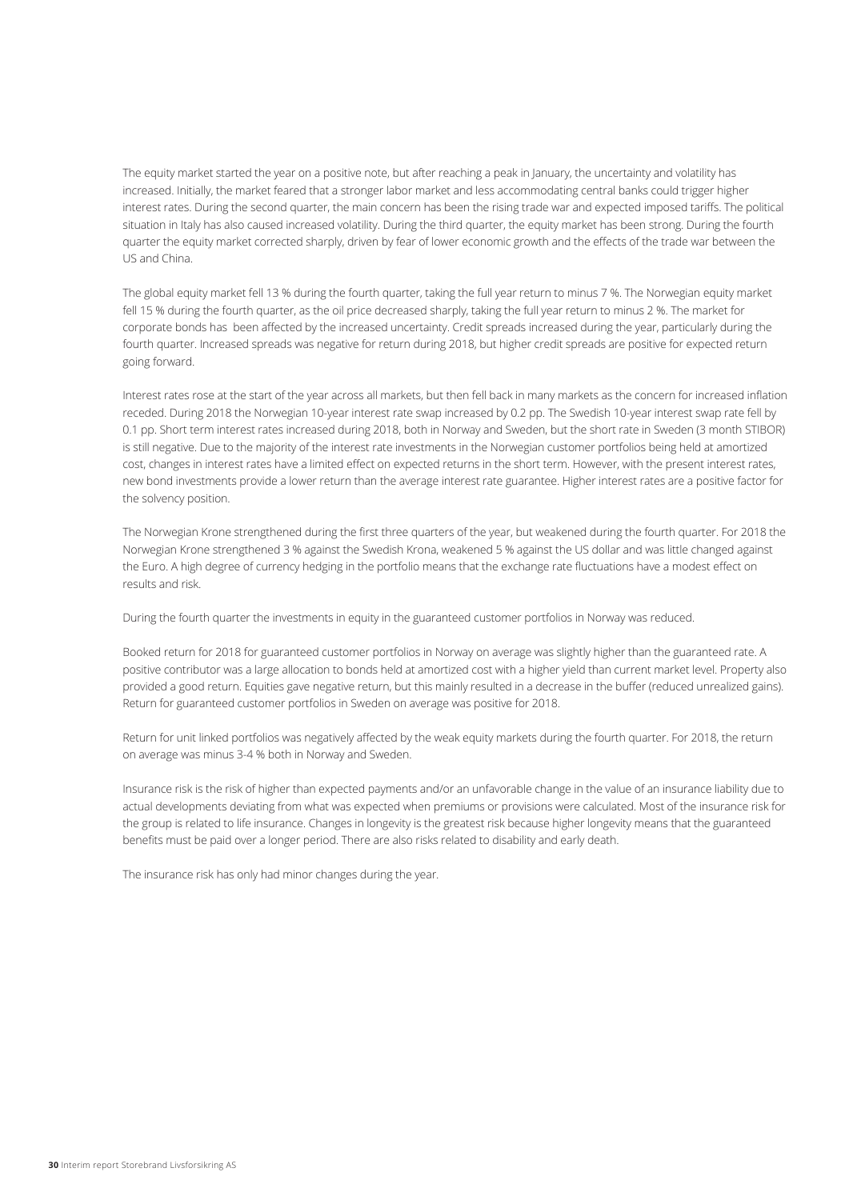The equity market started the year on a positive note, but after reaching a peak in January, the uncertainty and volatility has increased. Initially, the market feared that a stronger labor market and less accommodating central banks could trigger higher interest rates. During the second quarter, the main concern has been the rising trade war and expected imposed tariffs. The political situation in Italy has also caused increased volatility. During the third quarter, the equity market has been strong. During the fourth quarter the equity market corrected sharply, driven by fear of lower economic growth and the effects of the trade war between the US and China.

The global equity market fell 13 % during the fourth quarter, taking the full year return to minus 7 %. The Norwegian equity market fell 15 % during the fourth quarter, as the oil price decreased sharply, taking the full year return to minus 2 %. The market for corporate bonds has been affected by the increased uncertainty. Credit spreads increased during the year, particularly during the fourth quarter. Increased spreads was negative for return during 2018, but higher credit spreads are positive for expected return going forward.

Interest rates rose at the start of the year across all markets, but then fell back in many markets as the concern for increased inflation receded. During 2018 the Norwegian 10-year interest rate swap increased by 0.2 pp. The Swedish 10-year interest swap rate fell by 0.1 pp. Short term interest rates increased during 2018, both in Norway and Sweden, but the short rate in Sweden (3 month STIBOR) is still negative. Due to the majority of the interest rate investments in the Norwegian customer portfolios being held at amortized cost, changes in interest rates have a limited effect on expected returns in the short term. However, with the present interest rates, new bond investments provide a lower return than the average interest rate guarantee. Higher interest rates are a positive factor for the solvency position.

The Norwegian Krone strengthened during the first three quarters of the year, but weakened during the fourth quarter. For 2018 the Norwegian Krone strengthened 3 % against the Swedish Krona, weakened 5 % against the US dollar and was little changed against the Euro. A high degree of currency hedging in the portfolio means that the exchange rate fluctuations have a modest effect on results and risk.

During the fourth quarter the investments in equity in the guaranteed customer portfolios in Norway was reduced.

Booked return for 2018 for guaranteed customer portfolios in Norway on average was slightly higher than the guaranteed rate. A positive contributor was a large allocation to bonds held at amortized cost with a higher yield than current market level. Property also provided a good return. Equities gave negative return, but this mainly resulted in a decrease in the buffer (reduced unrealized gains). Return for guaranteed customer portfolios in Sweden on average was positive for 2018.

Return for unit linked portfolios was negatively affected by the weak equity markets during the fourth quarter. For 2018, the return on average was minus 3-4 % both in Norway and Sweden.

Insurance risk is the risk of higher than expected payments and/or an unfavorable change in the value of an insurance liability due to actual developments deviating from what was expected when premiums or provisions were calculated. Most of the insurance risk for the group is related to life insurance. Changes in longevity is the greatest risk because higher longevity means that the guaranteed benefits must be paid over a longer period. There are also risks related to disability and early death.

The insurance risk has only had minor changes during the year.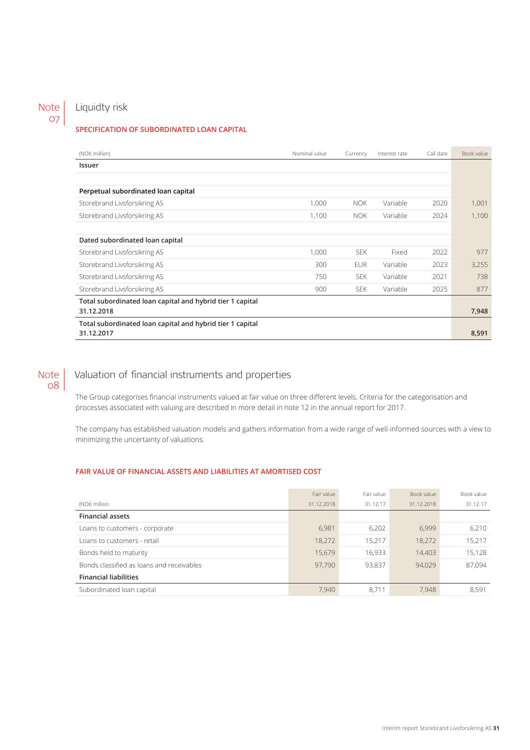## Note 07 Liquidty risk

### SPECIFICATION OF SUBORDINATED LOAN CAPITAL

| (NOK million) | Nominal value | Currency | Interest rate | Call date | Book value |
|---|---|---|---|---|---|
| **Issuer** | | | | | |
| | | | | | |
| **Perpetual subordinated loan capital** | | | | | |
| Storebrand Livsforsikring AS | 1,000 | NOK | Variable | 2020 | 1,001 |
| Storebrand Livsforsikring AS | 1,100 | NOK | Variable | 2024 | 1,100 |
| | | | | | |
| **Dated subordinated loan capital** | | | | | |
| Storebrand Livsforsikring AS | 1,000 | SEK | Fixed | 2022 | 977 |
| Storebrand Livsforsikring AS | 300 | EUR | Variable | 2023 | 3,255 |
| Storebrand Livsforsikring AS | 750 | SEK | Variable | 2021 | 738 |
| Storebrand Livsforsikring AS | 900 | SEK | Variable | 2025 | 877 |
| **Total subordinated loan capital and hybrid tier 1 capital 31.12.2018** | | | | | **7,948** |
| **Total subordinated loan capital and hybrid tier 1 capital 31.12.2017** | | | | | **8,591** |

## Note 08 Valuation of financial instruments and properties

The Group categorises financial instruments valued at fair value on three different levels. Criteria for the categorisation and processes associated with valuing are described in more detail in note 12 in the annual report for 2017.

The company has established valuation models and gathers information from a wide range of well-informed sources with a view to minimizing the uncertainty of valuations.

### FAIR VALUE OF FINANCIAL ASSETS AND LIABILITIES AT AMORTISED COST

| (NOK million | Fair value 31.12.2018 | Fair value 31.12.17 | Book value 31.12.2018 | Book value 31.12.17 |
|---|---|---|---|---|
| **Financial assets** | | | | |
| Loans to customers - corporate | 6,981 | 6,202 | 6,999 | 6,210 |
| Loans to customers - retail | 18,272 | 15,217 | 18,272 | 15,217 |
| Bonds held to maturity | 15,679 | 16,933 | 14,403 | 15,128 |
| Bonds classified as loans and receivables | 97,790 | 93,837 | 94,029 | 87,094 |
| **Financial liabilities** | | | | |
| Subordinated loan capital | 7,940 | 8,711 | 7,948 | 8,591 |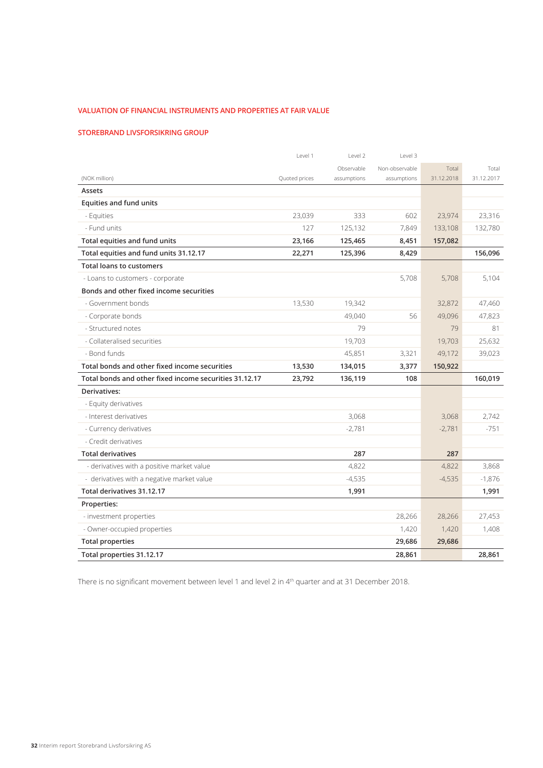## VALUATION OF FINANCIAL INSTRUMENTS AND PROPERTIES AT FAIR VALUE

### STOREBRAND LIVSFORSIKRING GROUP

| (NOK million) | Level 1<br>Quoted prices | Level 2<br>Observable assumptions | Level 3<br>Non-observable assumptions | Total<br>31.12.2018 | Total<br>31.12.2017 |
|---|---|---|---|---|---|
| **Assets** | | | | | |
| **Equities and fund units** | | | | | |
| - Equities | 23,039 | 333 | 602 | 23,974 | 23,316 |
| - Fund units | 127 | 125,132 | 7,849 | 133,108 | 132,780 |
| **Total equities and fund units** | **23,166** | **125,465** | **8,451** | **157,082** | |
| **Total equities and fund units 31.12.17** | **22,271** | **125,396** | **8,429** | | **156,096** |
| **Total loans to customers** | | | | | |
| - Loans to customers - corporate | | | 5,708 | 5,708 | 5,104 |
| **Bonds and other fixed income securities** | | | | | |
| - Government bonds | 13,530 | 19,342 | | 32,872 | 47,460 |
| - Corporate bonds | | 49,040 | 56 | 49,096 | 47,823 |
| - Structured notes | | 79 | | 79 | 81 |
| - Collateralised securities | | 19,703 | | 19,703 | 25,632 |
| - Bond funds | | 45,851 | 3,321 | 49,172 | 39,023 |
| **Total bonds and other fixed income securities** | **13,530** | **134,015** | **3,377** | **150,922** | |
| **Total bonds and other fixed income securities 31.12.17** | **23,792** | **136,119** | **108** | | **160,019** |
| **Derivatives:** | | | | | |
| - Equity derivatives | | | | | |
| - Interest derivatives | | 3,068 | | 3,068 | 2,742 |
| - Currency derivatives | | -2,781 | | -2,781 | -751 |
| - Credit derivatives | | | | | |
| **Total derivatives** | | **287** | | **287** | |
| - derivatives with a positive market value | | 4,822 | | 4,822 | 3,868 |
| - derivatives with a negative market value | | -4,535 | | -4,535 | -1,876 |
| **Total derivatives 31.12.17** | | **1,991** | | | **1,991** |
| **Properties:** | | | | | |
| - investment properties | | | 28,266 | 28,266 | 27,453 |
| - Owner-occupied properties | | | 1,420 | 1,420 | 1,408 |
| **Total properties** | | | **29,686** | **29,686** | |
| **Total properties 31.12.17** | | | **28,861** | | **28,861** |

There is no significant movement between level 1 and level 2 in 4th quarter and at 31 December 2018.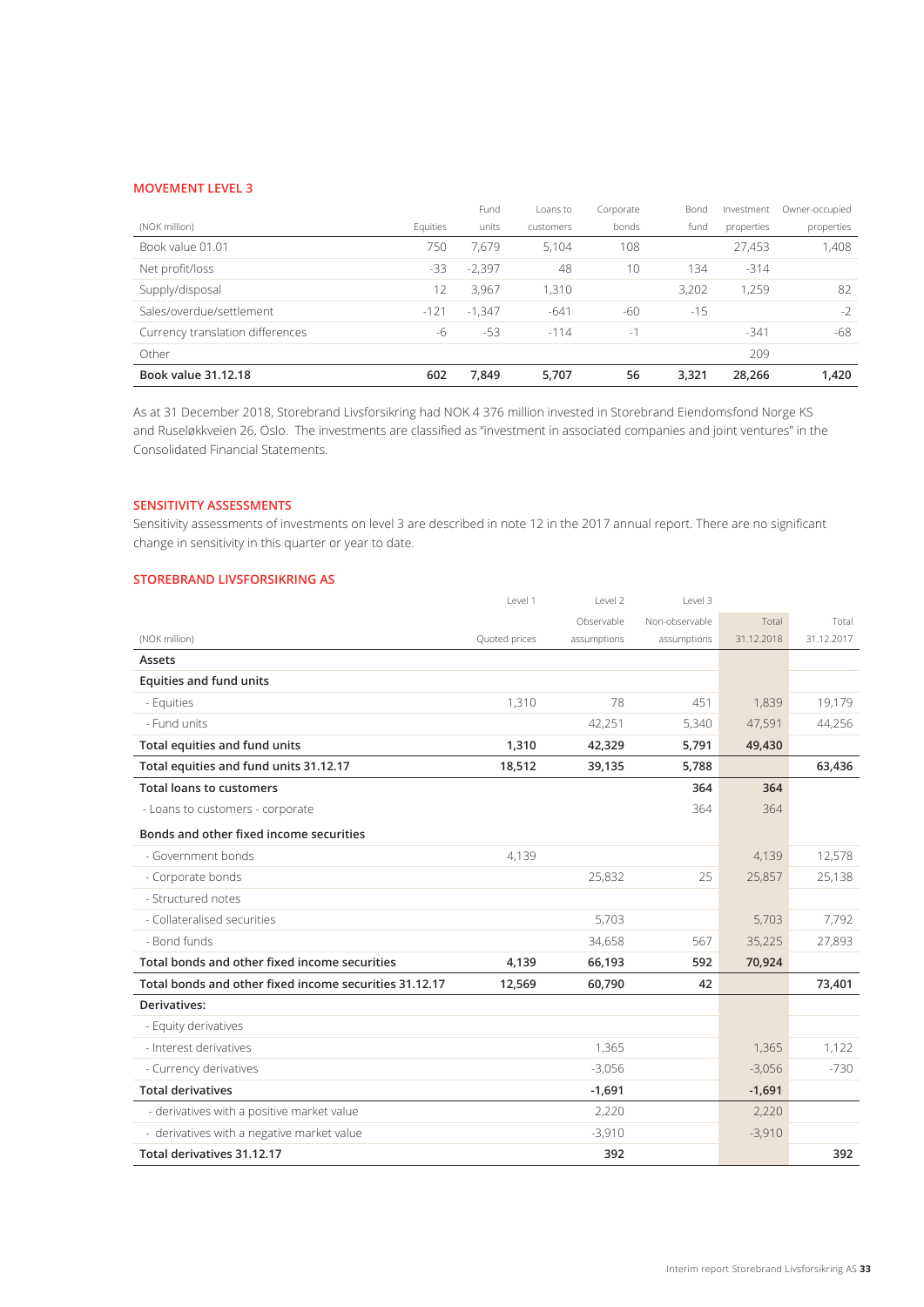### MOVEMENT LEVEL 3

| (NOK million) | Equities | Fund units | Loans to customers | Corporate bonds | Bond fund | Investment properties | Owner-occupied properties |
|---|---|---|---|---|---|---|---|
| Book value 01.01 | 750 | 7,679 | 5,104 | 108 | | 27,453 | 1,408 |
| Net profit/loss | -33 | -2,397 | 48 | 10 | 134 | -314 | |
| Supply/disposal | 12 | 3,967 | 1,310 | | 3,202 | 1,259 | 82 |
| Sales/overdue/settlement | -121 | -1,347 | -641 | -60 | -15 | | -2 |
| Currency translation differences | -6 | -53 | -114 | -1 | | -341 | -68 |
| Other | | | | | | 209 | |
| **Book value 31.12.18** | **602** | **7,849** | **5,707** | **56** | **3,321** | **28,266** | **1,420** |

As at 31 December 2018, Storebrand Livsforsikring had NOK 4 376 million invested in Storebrand Eiendomsfond Norge KS and Ruseløkkveien 26, Oslo. The investments are classified as "investment in associated companies and joint ventures" in the Consolidated Financial Statements.

### SENSITIVITY ASSESSMENTS

Sensitivity assessments of investments on level 3 are described in note 12 in the 2017 annual report. There are no significant change in sensitivity in this quarter or year to date.

### STOREBRAND LIVSFORSIKRING AS

| (NOK million) | Level 1<br>Quoted prices | Level 2<br>Observable assumptions | Level 3<br>Non-observable assumptions | Total 31.12.2018 | Total 31.12.2017 |
|---|---|---|---|---|---|
| **Assets** | | | | | |
| **Equities and fund units** | | | | | |
| - Equities | 1,310 | 78 | 451 | 1,839 | 19,179 |
| - Fund units | | 42,251 | 5,340 | 47,591 | 44,256 |
| **Total equities and fund units** | **1,310** | **42,329** | **5,791** | **49,430** | |
| **Total equities and fund units 31.12.17** | **18,512** | **39,135** | **5,788** | | **63,436** |
| **Total loans to customers** | | | **364** | **364** | |
| - Loans to customers - corporate | | | 364 | 364 | |
| **Bonds and other fixed income securities** | | | | | |
| - Government bonds | 4,139 | | | 4,139 | 12,578 |
| - Corporate bonds | | 25,832 | 25 | 25,857 | 25,138 |
| - Structured notes | | | | | |
| - Collateralised securities | | 5,703 | | 5,703 | 7,792 |
| - Bond funds | | 34,658 | 567 | 35,225 | 27,893 |
| **Total bonds and other fixed income securities** | **4,139** | **66,193** | **592** | **70,924** | |
| **Total bonds and other fixed income securities 31.12.17** | **12,569** | **60,790** | **42** | | **73,401** |
| **Derivatives:** | | | | | |
| - Equity derivatives | | | | | |
| - Interest derivatives | | 1,365 | | 1,365 | 1,122 |
| - Currency derivatives | | -3,056 | | -3,056 | -730 |
| **Total derivatives** | | **-1,691** | | **-1,691** | |
| - derivatives with a positive market value | | 2,220 | | 2,220 | |
| - derivatives with a negative market value | | -3,910 | | -3,910 | |
| **Total derivatives 31.12.17** | | **392** | | | **392** |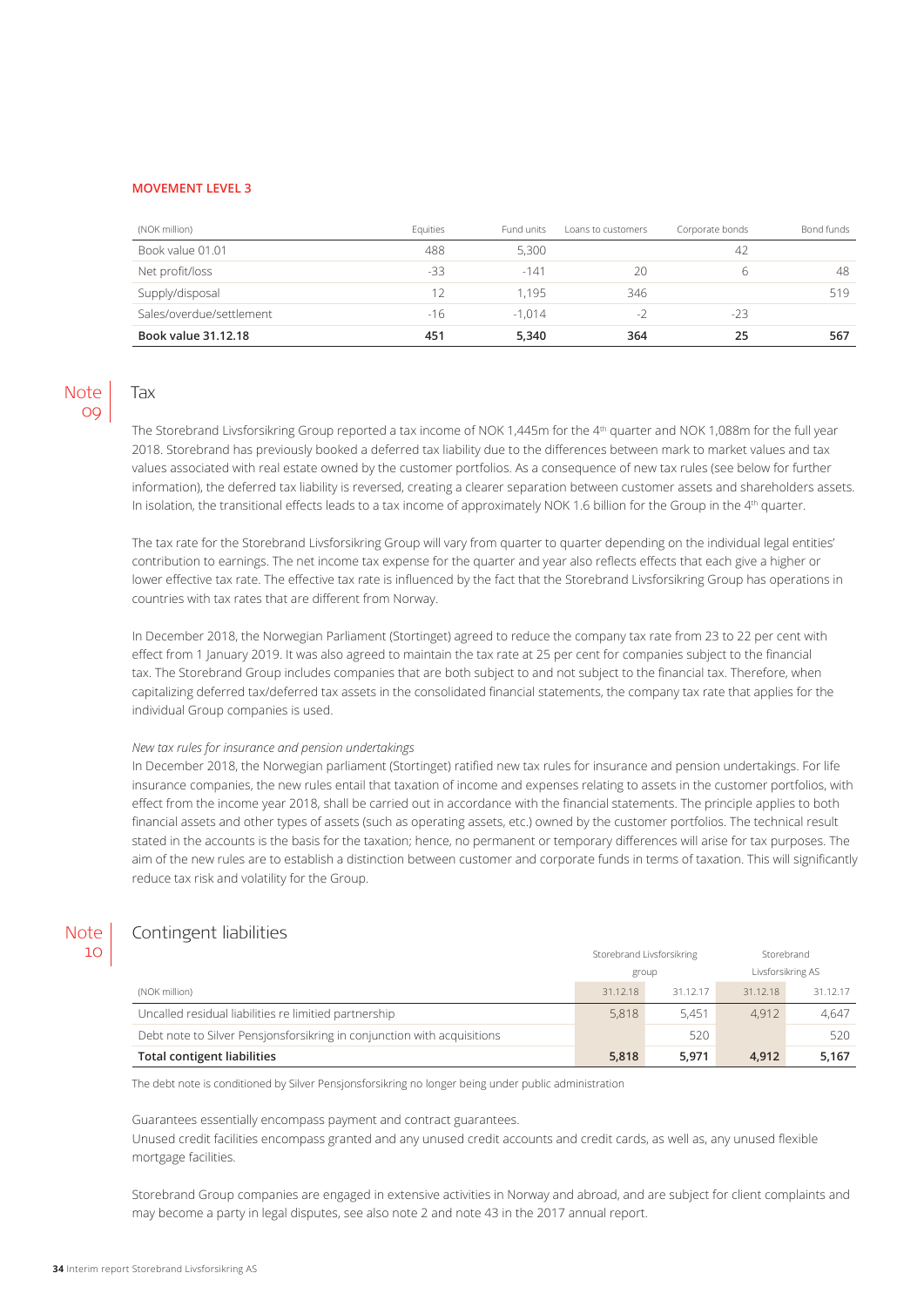**MOVEMENT LEVEL 3**

| (NOK million) | Equities | Fund units | Loans to customers | Corporate bonds | Bond funds |
|---|---|---|---|---|---|
| Book value 01.01 | 488 | 5,300 | | 42 | |
| Net profit/loss | -33 | -141 | 20 | 6 | 48 |
| Supply/disposal | 12 | 1,195 | 346 | | 519 |
| Sales/overdue/settlement | -16 | -1,014 | -2 | -23 | |
| **Book value 31.12.18** | **451** | **5,340** | **364** | **25** | **567** |

## Note 09 Tax

The Storebrand Livsforsikring Group reported a tax income of NOK 1,445m for the 4th quarter and NOK 1,088m for the full year 2018. Storebrand has previously booked a deferred tax liability due to the differences between mark to market values and tax values associated with real estate owned by the customer portfolios. As a consequence of new tax rules (see below for further information), the deferred tax liability is reversed, creating a clearer separation between customer assets and shareholders assets. In isolation, the transitional effects leads to a tax income of approximately NOK 1.6 billion for the Group in the 4th quarter.

The tax rate for the Storebrand Livsforsikring Group will vary from quarter to quarter depending on the individual legal entities' contribution to earnings. The net income tax expense for the quarter and year also reflects effects that each give a higher or lower effective tax rate. The effective tax rate is influenced by the fact that the Storebrand Livsforsikring Group has operations in countries with tax rates that are different from Norway.

In December 2018, the Norwegian Parliament (Stortinget) agreed to reduce the company tax rate from 23 to 22 per cent with effect from 1 January 2019. It was also agreed to maintain the tax rate at 25 per cent for companies subject to the financial tax. The Storebrand Group includes companies that are both subject to and not subject to the financial tax. Therefore, when capitalizing deferred tax/deferred tax assets in the consolidated financial statements, the company tax rate that applies for the individual Group companies is used.

*New tax rules for insurance and pension undertakings*

In December 2018, the Norwegian parliament (Stortinget) ratified new tax rules for insurance and pension undertakings. For life insurance companies, the new rules entail that taxation of income and expenses relating to assets in the customer portfolios, with effect from the income year 2018, shall be carried out in accordance with the financial statements. The principle applies to both financial assets and other types of assets (such as operating assets, etc.) owned by the customer portfolios. The technical result stated in the accounts is the basis for the taxation; hence, no permanent or temporary differences will arise for tax purposes. The aim of the new rules are to establish a distinction between customer and corporate funds in terms of taxation. This will significantly reduce tax risk and volatility for the Group.

## Note 10 Contingent liabilities

| | Storebrand Livsforsikring group | | Storebrand Livsforsikring AS | |
|---|---|---|---|---|
| (NOK million) | 31.12.18 | 31.12.17 | 31.12.18 | 31.12.17 |
| Uncalled residual liabilities re limited partnership | 5,818 | 5,451 | 4,912 | 4,647 |
| Debt note to Silver Pensjonsforsikring in conjunction with acquisitions | | 520 | | 520 |
| **Total contigent liabilities** | **5,818** | **5,971** | **4,912** | **5,167** |

The debt note is conditioned by Silver Pensjonsforsikring no longer being under public administration

Guarantees essentially encompass payment and contract guarantees.
Unused credit facilities encompass granted and any unused credit accounts and credit cards, as well as, any unused flexible mortgage facilities.

Storebrand Group companies are engaged in extensive activities in Norway and abroad, and are subject for client complaints and may become a party in legal disputes, see also note 2 and note 43 in the 2017 annual report.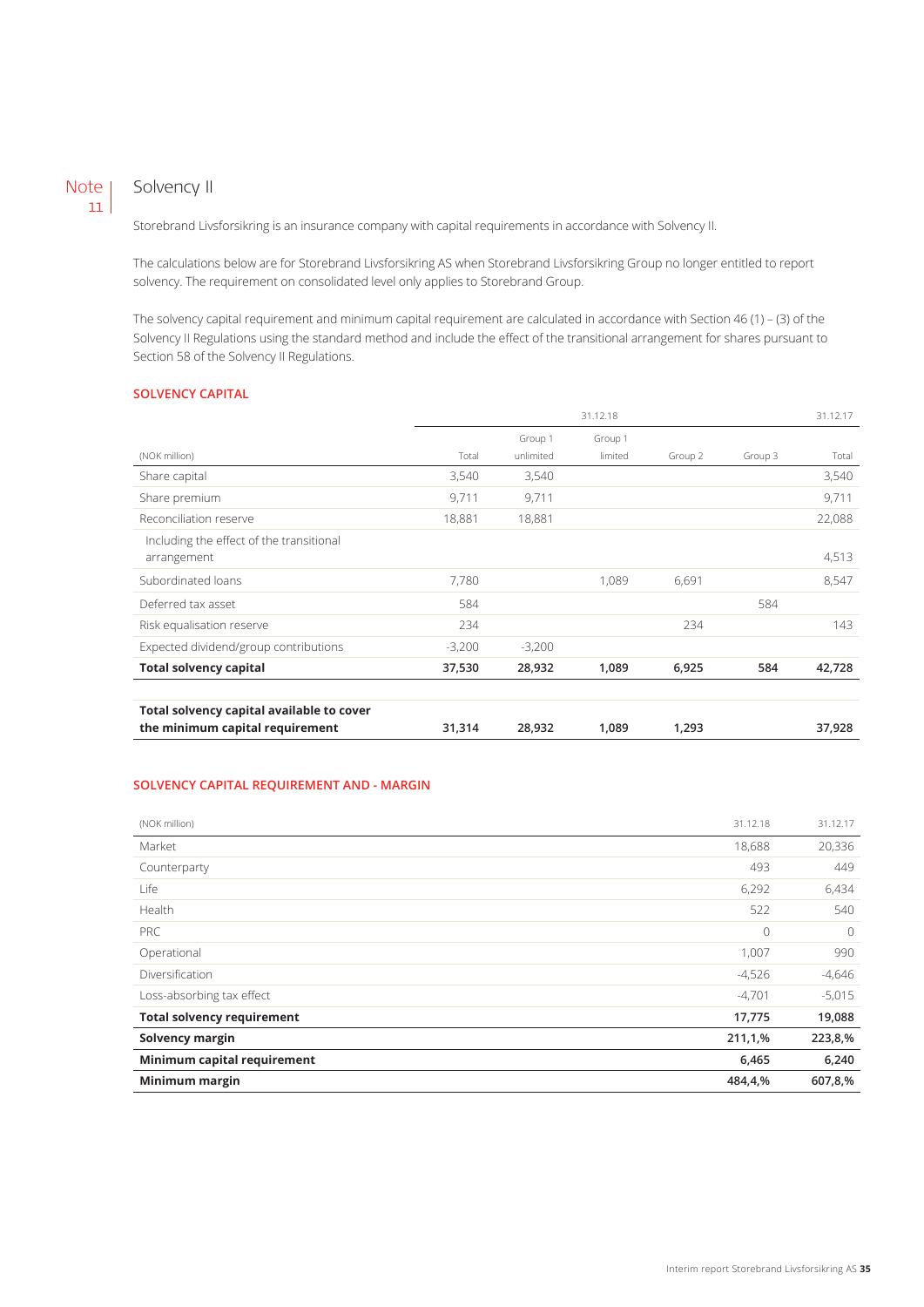## Note 11 Solvency II

Storebrand Livsforsikring is an insurance company with capital requirements in accordance with Solvency II.

The calculations below are for Storebrand Livsforsikring AS when Storebrand Livsforsikring Group no longer entitled to report solvency. The requirement on consolidated level only applies to Storebrand Group.

The solvency capital requirement and minimum capital requirement are calculated in accordance with Section 46 (1) – (3) of the Solvency II Regulations using the standard method and include the effect of the transitional arrangement for shares pursuant to Section 58 of the Solvency II Regulations.

**SOLVENCY CAPITAL**

| | 31.12.18 | | | | | 31.12.17 |
|---|---|---|---|---|---|---|
| (NOK million) | Total | Group 1 unlimited | Group 1 limited | Group 2 | Group 3 | Total |
| Share capital | 3,540 | 3,540 | | | | 3,540 |
| Share premium | 9,711 | 9,711 | | | | 9,711 |
| Reconciliation reserve | 18,881 | 18,881 | | | | 22,088 |
| Including the effect of the transitional arrangement | | | | | | 4,513 |
| Subordinated loans | 7,780 | | 1,089 | 6,691 | | 8,547 |
| Deferred tax asset | 584 | | | | 584 | |
| Risk equalisation reserve | 234 | | | 234 | | 143 |
| Expected dividend/group contributions | -3,200 | -3,200 | | | | |
| **Total solvency capital** | **37,530** | **28,932** | **1,089** | **6,925** | **584** | **42,728** |
| | | | | | | |
| **Total solvency capital available to cover the minimum capital requirement** | **31,314** | **28,932** | **1,089** | **1,293** | | **37,928** |

**SOLVENCY CAPITAL REQUIREMENT AND - MARGIN**

| (NOK million) | 31.12.18 | 31.12.17 |
|---|---|---|
| Market | 18,688 | 20,336 |
| Counterparty | 493 | 449 |
| Life | 6,292 | 6,434 |
| Health | 522 | 540 |
| PRC | 0 | 0 |
| Operational | 1,007 | 990 |
| Diversification | -4,526 | -4,646 |
| Loss-absorbing tax effect | -4,701 | -5,015 |
| **Total solvency requirement** | **17,775** | **19,088** |
| **Solvency margin** | **211,1,%** | **223,8,%** |
| **Minimum capital requirement** | **6,465** | **6,240** |
| **Minimum margin** | **484,4,%** | **607,8,%** |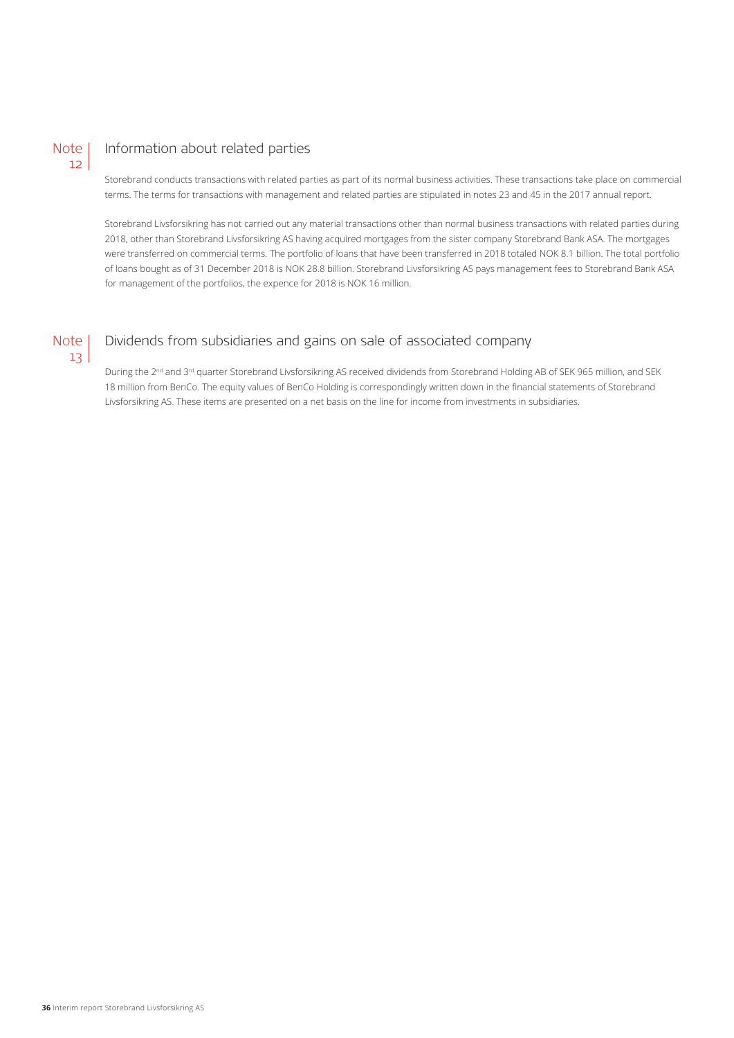## Note 12 Information about related parties

Storebrand conducts transactions with related parties as part of its normal business activities. These transactions take place on commercial terms. The terms for transactions with management and related parties are stipulated in notes 23 and 45 in the 2017 annual report.

Storebrand Livsforsikring has not carried out any material transactions other than normal business transactions with related parties during 2018, other than Storebrand Livsforsikring AS having acquired mortgages from the sister company Storebrand Bank ASA. The mortgages were transferred on commercial terms. The portfolio of loans that have been transferred in 2018 totaled NOK 8.1 billion. The total portfolio of loans bought as of 31 December 2018 is NOK 28.8 billion. Storebrand Livsforsikring AS pays management fees to Storebrand Bank ASA for management of the portfolios, the expence for 2018 is NOK 16 million.

## Note 13 Dividends from subsidiaries and gains on sale of associated company

During the 2nd and 3rd quarter Storebrand Livsforsikring AS received dividends from Storebrand Holding AB of SEK 965 million, and SEK 18 million from BenCo. The equity values of BenCo Holding is correspondingly written down in the financial statements of Storebrand Livsforsikring AS. These items are presented on a net basis on the line for income from investments in subsidiaries.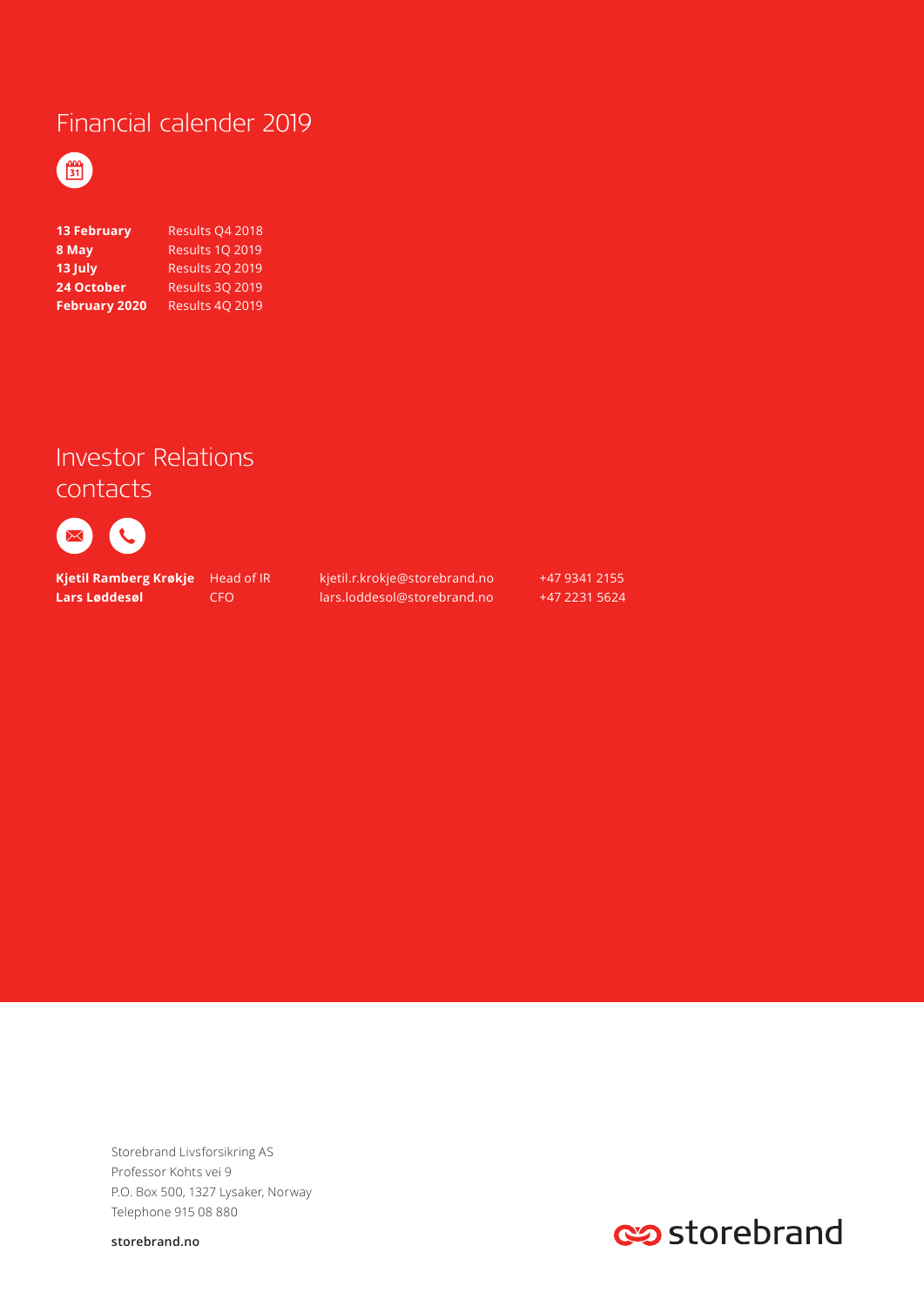# Financial calender 2019

| | |
|---|---|
| **13 February** | Results Q4 2018 |
| **8 May** | Results 1Q 2019 |
| **13 July** | Results 2Q 2019 |
| **24 October** | Results 3Q 2019 |
| **February 2020** | Results 4Q 2019 |

# Investor Relations contacts

| | | | |
|---|---|---|---|
| **Kjetil Ramberg Krøkje** | Head of IR | kjetil.r.krokje@storebrand.no | +47 9341 2155 |
| **Lars Løddesøl** | CFO | lars.loddesol@storebrand.no | +47 2231 5624 |

Storebrand Livsforsikring AS
Professor Kohts vei 9
P.O. Box 500, 1327 Lysaker, Norway
Telephone 915 08 880

**storebrand.no**

storebrand